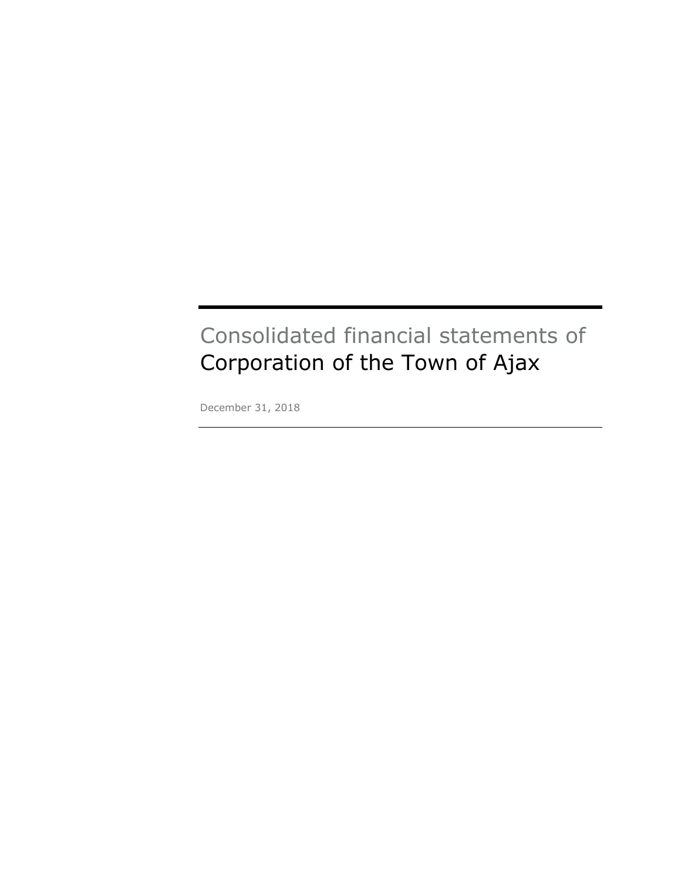# Consolidated financial statements of
# Corporation of the Town of Ajax

December 31, 2018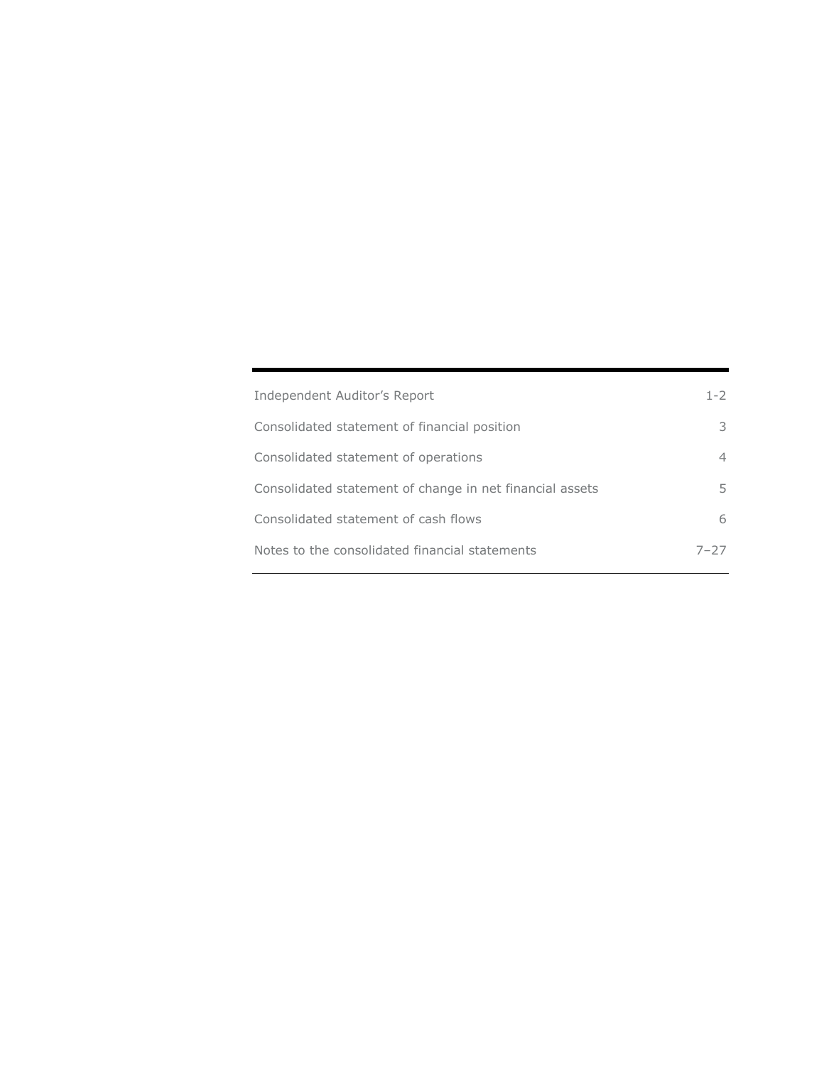| | |
|---|---|
| Independent Auditor’s Report | 1-2 |
| Consolidated statement of financial position | 3 |
| Consolidated statement of operations | 4 |
| Consolidated statement of change in net financial assets | 5 |
| Consolidated statement of cash flows | 6 |
| Notes to the consolidated financial statements | 7–27 |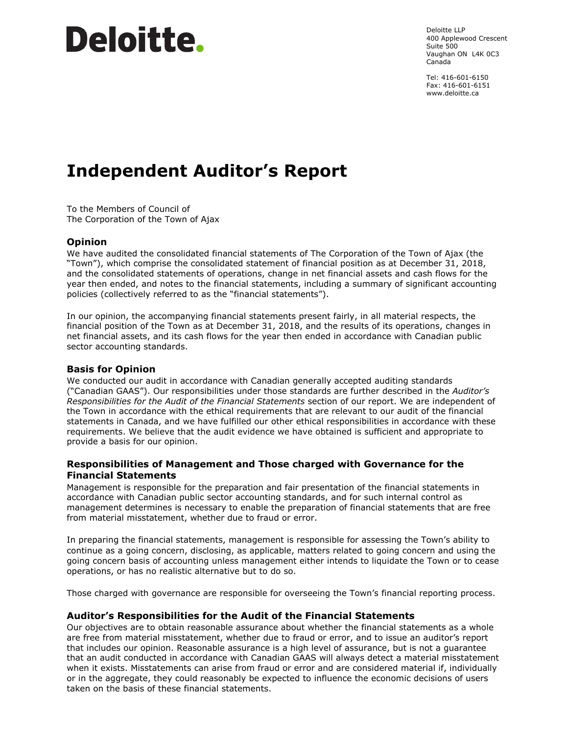# Deloitte.

Deloitte LLP
400 Applewood Crescent
Suite 500
Vaughan ON L4K 0C3
Canada

Tel: 416-601-6150
Fax: 416-601-6151
www.deloitte.ca

# Independent Auditor's Report

To the Members of Council of
The Corporation of the Town of Ajax

## Opinion

We have audited the consolidated financial statements of The Corporation of the Town of Ajax (the "Town"), which comprise the consolidated statement of financial position as at December 31, 2018, and the consolidated statements of operations, change in net financial assets and cash flows for the year then ended, and notes to the financial statements, including a summary of significant accounting policies (collectively referred to as the "financial statements").

In our opinion, the accompanying financial statements present fairly, in all material respects, the financial position of the Town as at December 31, 2018, and the results of its operations, changes in net financial assets, and its cash flows for the year then ended in accordance with Canadian public sector accounting standards.

## Basis for Opinion

We conducted our audit in accordance with Canadian generally accepted auditing standards ("Canadian GAAS"). Our responsibilities under those standards are further described in the *Auditor's Responsibilities for the Audit of the Financial Statements* section of our report. We are independent of the Town in accordance with the ethical requirements that are relevant to our audit of the financial statements in Canada, and we have fulfilled our other ethical responsibilities in accordance with these requirements. We believe that the audit evidence we have obtained is sufficient and appropriate to provide a basis for our opinion.

## Responsibilities of Management and Those charged with Governance for the Financial Statements

Management is responsible for the preparation and fair presentation of the financial statements in accordance with Canadian public sector accounting standards, and for such internal control as management determines is necessary to enable the preparation of financial statements that are free from material misstatement, whether due to fraud or error.

In preparing the financial statements, management is responsible for assessing the Town's ability to continue as a going concern, disclosing, as applicable, matters related to going concern and using the going concern basis of accounting unless management either intends to liquidate the Town or to cease operations, or has no realistic alternative but to do so.

Those charged with governance are responsible for overseeing the Town's financial reporting process.

## Auditor's Responsibilities for the Audit of the Financial Statements

Our objectives are to obtain reasonable assurance about whether the financial statements as a whole are free from material misstatement, whether due to fraud or error, and to issue an auditor's report that includes our opinion. Reasonable assurance is a high level of assurance, but is not a guarantee that an audit conducted in accordance with Canadian GAAS will always detect a material misstatement when it exists. Misstatements can arise from fraud or error and are considered material if, individually or in the aggregate, they could reasonably be expected to influence the economic decisions of users taken on the basis of these financial statements.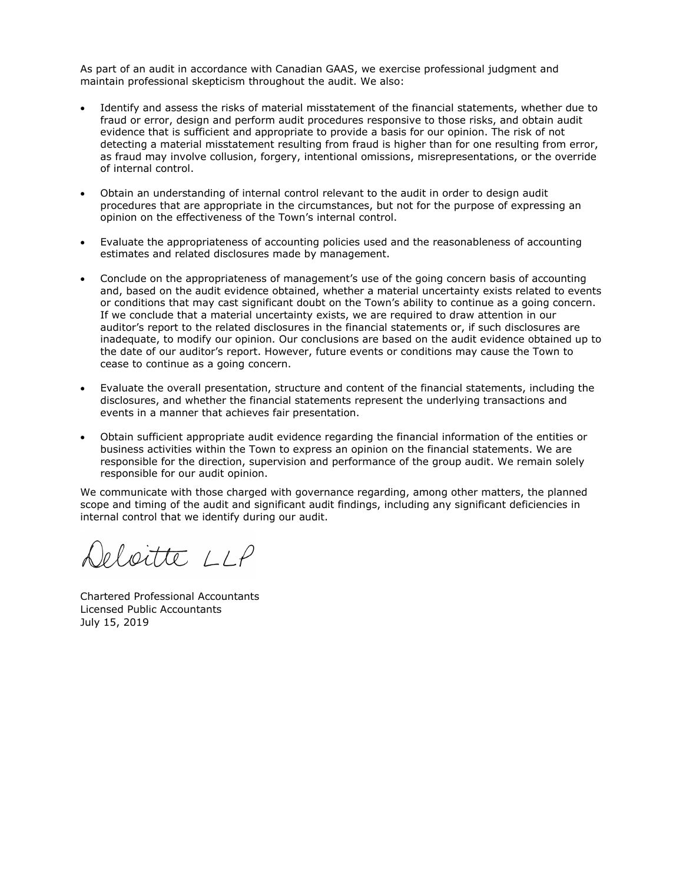As part of an audit in accordance with Canadian GAAS, we exercise professional judgment and maintain professional skepticism throughout the audit. We also:

- Identify and assess the risks of material misstatement of the financial statements, whether due to fraud or error, design and perform audit procedures responsive to those risks, and obtain audit evidence that is sufficient and appropriate to provide a basis for our opinion. The risk of not detecting a material misstatement resulting from fraud is higher than for one resulting from error, as fraud may involve collusion, forgery, intentional omissions, misrepresentations, or the override of internal control.

- Obtain an understanding of internal control relevant to the audit in order to design audit procedures that are appropriate in the circumstances, but not for the purpose of expressing an opinion on the effectiveness of the Town's internal control.

- Evaluate the appropriateness of accounting policies used and the reasonableness of accounting estimates and related disclosures made by management.

- Conclude on the appropriateness of management's use of the going concern basis of accounting and, based on the audit evidence obtained, whether a material uncertainty exists related to events or conditions that may cast significant doubt on the Town's ability to continue as a going concern. If we conclude that a material uncertainty exists, we are required to draw attention in our auditor's report to the related disclosures in the financial statements or, if such disclosures are inadequate, to modify our opinion. Our conclusions are based on the audit evidence obtained up to the date of our auditor's report. However, future events or conditions may cause the Town to cease to continue as a going concern.

- Evaluate the overall presentation, structure and content of the financial statements, including the disclosures, and whether the financial statements represent the underlying transactions and events in a manner that achieves fair presentation.

- Obtain sufficient appropriate audit evidence regarding the financial information of the entities or business activities within the Town to express an opinion on the financial statements. We are responsible for the direction, supervision and performance of the group audit. We remain solely responsible for our audit opinion.

We communicate with those charged with governance regarding, among other matters, the planned scope and timing of the audit and significant audit findings, including any significant deficiencies in internal control that we identify during our audit.

Deloitte LLP

Chartered Professional Accountants
Licensed Public Accountants
July 15, 2019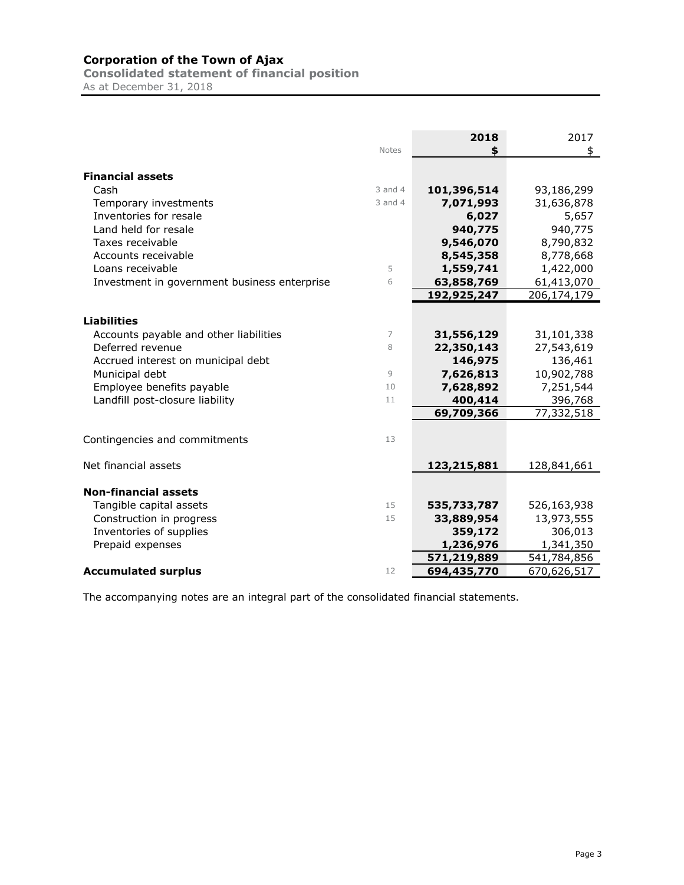# Corporation of the Town of Ajax

## Consolidated statement of financial position

As at December 31, 2018

| | Notes | 2018<br>$ | 2017<br>$ |
|---|---|---|---|
| **Financial assets** | | | |
| Cash | 3 and 4 | **101,396,514** | 93,186,299 |
| Temporary investments | 3 and 4 | **7,071,993** | 31,636,878 |
| Inventories for resale | | **6,027** | 5,657 |
| Land held for resale | | **940,775** | 940,775 |
| Taxes receivable | | **9,546,070** | 8,790,832 |
| Accounts receivable | | **8,545,358** | 8,778,668 |
| Loans receivable | 5 | **1,559,741** | 1,422,000 |
| Investment in government business enterprise | 6 | **63,858,769** | 61,413,070 |
| | | **192,925,247** | 206,174,179 |
| **Liabilities** | | | |
| Accounts payable and other liabilities | 7 | **31,556,129** | 31,101,338 |
| Deferred revenue | 8 | **22,350,143** | 27,543,619 |
| Accrued interest on municipal debt | | **146,975** | 136,461 |
| Municipal debt | 9 | **7,626,813** | 10,902,788 |
| Employee benefits payable | 10 | **7,628,892** | 7,251,544 |
| Landfill post-closure liability | 11 | **400,414** | 396,768 |
| | | **69,709,366** | 77,332,518 |
| Contingencies and commitments | 13 | | |
| Net financial assets | | **123,215,881** | 128,841,661 |
| **Non-financial assets** | | | |
| Tangible capital assets | 15 | **535,733,787** | 526,163,938 |
| Construction in progress | 15 | **33,889,954** | 13,973,555 |
| Inventories of supplies | | **359,172** | 306,013 |
| Prepaid expenses | | **1,236,976** | 1,341,350 |
| | | **571,219,889** | 541,784,856 |
| **Accumulated surplus** | 12 | **694,435,770** | 670,626,517 |

The accompanying notes are an integral part of the consolidated financial statements.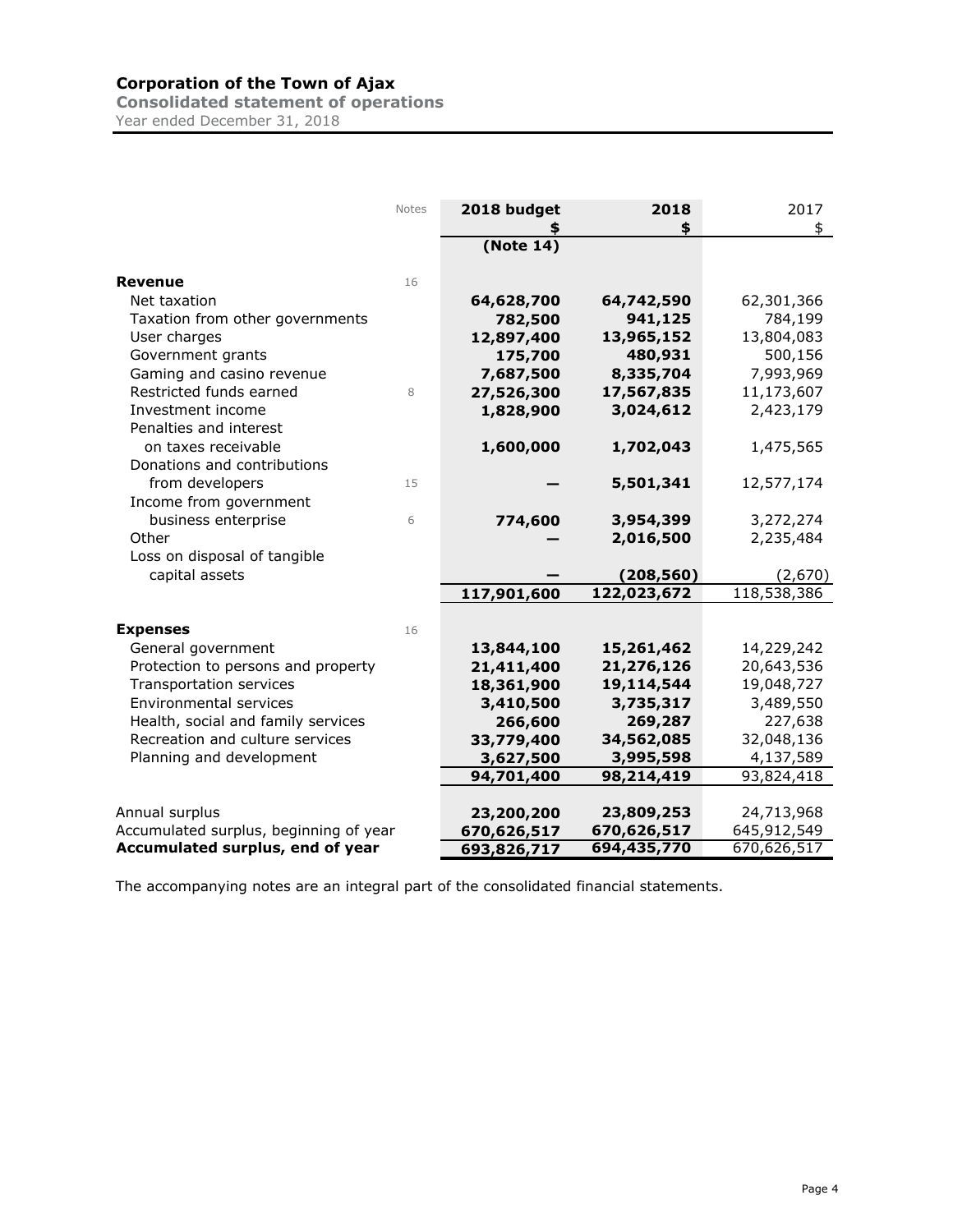# Corporation of the Town of Ajax

## Consolidated statement of operations

Year ended December 31, 2018

| | Notes | 2018 budget<br>$<br>(Note 14) | 2018<br>$ | 2017<br>$ |
|---|---|---|---|---|
| **Revenue** | 16 | | | |
| Net taxation | | **64,628,700** | **64,742,590** | 62,301,366 |
| Taxation from other governments | | **782,500** | **941,125** | 784,199 |
| User charges | | **12,897,400** | **13,965,152** | 13,804,083 |
| Government grants | | **175,700** | **480,931** | 500,156 |
| Gaming and casino revenue | | **7,687,500** | **8,335,704** | 7,993,969 |
| Restricted funds earned | 8 | **27,526,300** | **17,567,835** | 11,173,607 |
| Investment income | | **1,828,900** | **3,024,612** | 2,423,179 |
| Penalties and interest on taxes receivable | | **1,600,000** | **1,702,043** | 1,475,565 |
| Donations and contributions from developers | 15 | **—** | **5,501,341** | 12,577,174 |
| Income from government business enterprise | 6 | **774,600** | **3,954,399** | 3,272,274 |
| Other | | **—** | **2,016,500** | 2,235,484 |
| Loss on disposal of tangible capital assets | | **—** | **(208,560)** | (2,670) |
| | | **117,901,600** | **122,023,672** | 118,538,386 |
| **Expenses** | 16 | | | |
| General government | | **13,844,100** | **15,261,462** | 14,229,242 |
| Protection to persons and property | | **21,411,400** | **21,276,126** | 20,643,536 |
| Transportation services | | **18,361,900** | **19,114,544** | 19,048,727 |
| Environmental services | | **3,410,500** | **3,735,317** | 3,489,550 |
| Health, social and family services | | **266,600** | **269,287** | 227,638 |
| Recreation and culture services | | **33,779,400** | **34,562,085** | 32,048,136 |
| Planning and development | | **3,627,500** | **3,995,598** | 4,137,589 |
| | | **94,701,400** | **98,214,419** | 93,824,418 |
| Annual surplus | | **23,200,200** | **23,809,253** | 24,713,968 |
| Accumulated surplus, beginning of year | | **670,626,517** | **670,626,517** | 645,912,549 |
| **Accumulated surplus, end of year** | | **693,826,717** | **694,435,770** | 670,626,517 |

The accompanying notes are an integral part of the consolidated financial statements.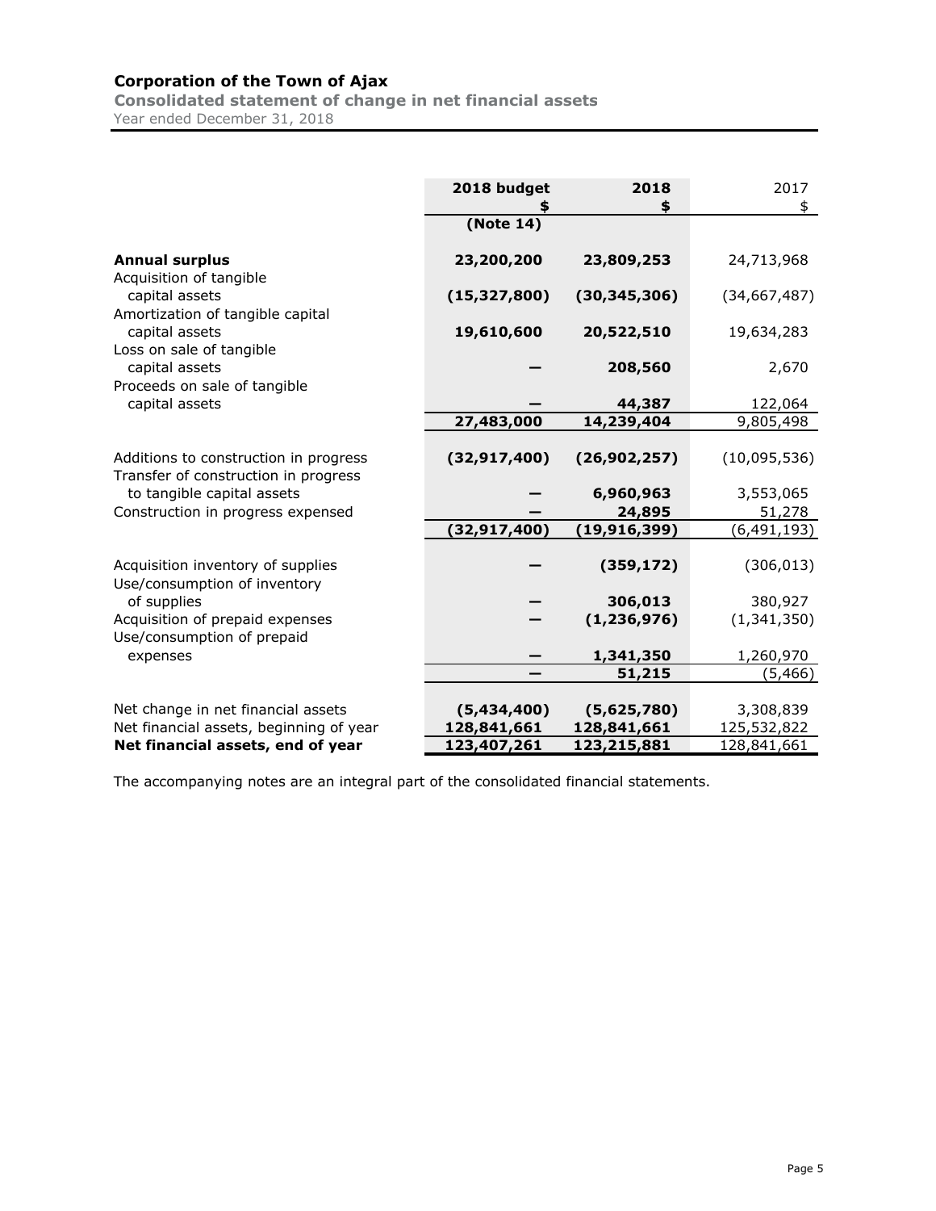# Corporation of the Town of Ajax

## Consolidated statement of change in net financial assets

Year ended December 31, 2018

| | 2018 budget<br>$<br>(Note 14) | 2018<br>$ | 2017<br>$ |
|---|---|---|---|
| **Annual surplus** | **23,200,200** | **23,809,253** | 24,713,968 |
| Acquisition of tangible capital assets | **(15,327,800)** | **(30,345,306)** | (34,667,487) |
| Amortization of tangible capital capital assets | **19,610,600** | **20,522,510** | 19,634,283 |
| Loss on sale of tangible capital assets | **—** | **208,560** | 2,670 |
| Proceeds on sale of tangible capital assets | **—** | **44,387** | 122,064 |
| | **27,483,000** | **14,239,404** | 9,805,498 |
| Additions to construction in progress | **(32,917,400)** | **(26,902,257)** | (10,095,536) |
| Transfer of construction in progress to tangible capital assets | **—** | **6,960,963** | 3,553,065 |
| Construction in progress expensed | **—** | **24,895** | 51,278 |
| | **(32,917,400)** | **(19,916,399)** | (6,491,193) |
| Acquisition inventory of supplies | **—** | **(359,172)** | (306,013) |
| Use/consumption of inventory of supplies | **—** | **306,013** | 380,927 |
| Acquisition of prepaid expenses | **—** | **(1,236,976)** | (1,341,350) |
| Use/consumption of prepaid expenses | **—** | **1,341,350** | 1,260,970 |
| | **—** | **51,215** | (5,466) |
| Net change in net financial assets | **(5,434,400)** | **(5,625,780)** | 3,308,839 |
| Net financial assets, beginning of year | **128,841,661** | **128,841,661** | 125,532,822 |
| **Net financial assets, end of year** | **123,407,261** | **123,215,881** | 128,841,661 |

The accompanying notes are an integral part of the consolidated financial statements.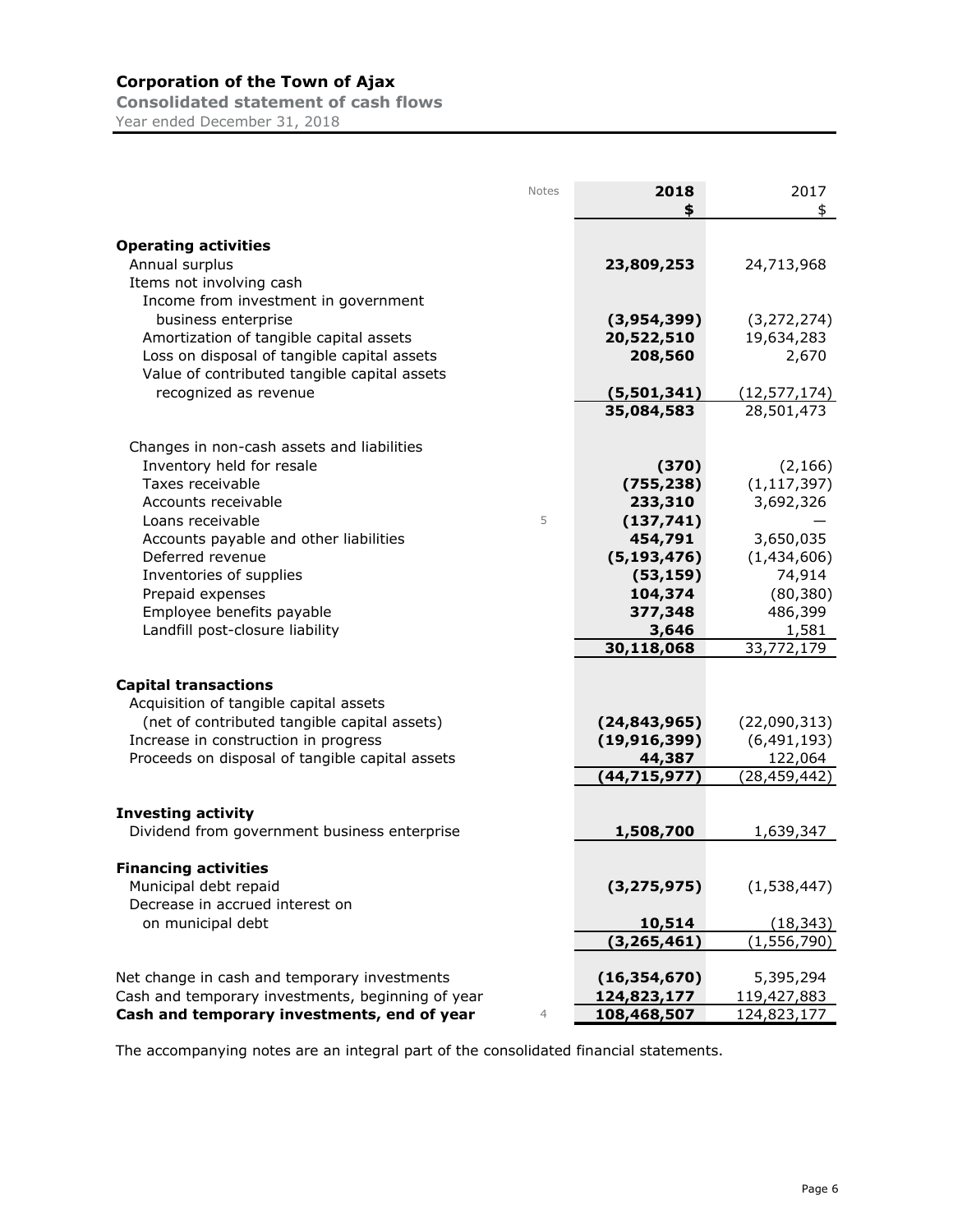# Corporation of the Town of Ajax

## Consolidated statement of cash flows

Year ended December 31, 2018

| | Notes | 2018<br>$ | 2017<br>$ |
|---|---|---|---|
| **Operating activities** | | | |
| Annual surplus | | **23,809,253** | 24,713,968 |
| Items not involving cash | | | |
| Income from investment in government business enterprise | | **(3,954,399)** | (3,272,274) |
| Amortization of tangible capital assets | | **20,522,510** | 19,634,283 |
| Loss on disposal of tangible capital assets | | **208,560** | 2,670 |
| Value of contributed tangible capital assets recognized as revenue | | **(5,501,341)** | (12,577,174) |
| | | **35,084,583** | 28,501,473 |
| Changes in non-cash assets and liabilities | | | |
| Inventory held for resale | | **(370)** | (2,166) |
| Taxes receivable | | **(755,238)** | (1,117,397) |
| Accounts receivable | | **233,310** | 3,692,326 |
| Loans receivable | 5 | **(137,741)** | — |
| Accounts payable and other liabilities | | **454,791** | 3,650,035 |
| Deferred revenue | | **(5,193,476)** | (1,434,606) |
| Inventories of supplies | | **(53,159)** | 74,914 |
| Prepaid expenses | | **104,374** | (80,380) |
| Employee benefits payable | | **377,348** | 486,399 |
| Landfill post-closure liability | | **3,646** | 1,581 |
| | | **30,118,068** | 33,772,179 |
| **Capital transactions** | | | |
| Acquisition of tangible capital assets (net of contributed tangible capital assets) | | **(24,843,965)** | (22,090,313) |
| Increase in construction in progress | | **(19,916,399)** | (6,491,193) |
| Proceeds on disposal of tangible capital assets | | **44,387** | 122,064 |
| | | **(44,715,977)** | (28,459,442) |
| **Investing activity** | | | |
| Dividend from government business enterprise | | **1,508,700** | 1,639,347 |
| **Financing activities** | | | |
| Municipal debt repaid | | **(3,275,975)** | (1,538,447) |
| Decrease in accrued interest on on municipal debt | | **10,514** | (18,343) |
| | | **(3,265,461)** | (1,556,790) |
| Net change in cash and temporary investments | | **(16,354,670)** | 5,395,294 |
| Cash and temporary investments, beginning of year | | **124,823,177** | 119,427,883 |
| **Cash and temporary investments, end of year** | 4 | **108,468,507** | 124,823,177 |

The accompanying notes are an integral part of the consolidated financial statements.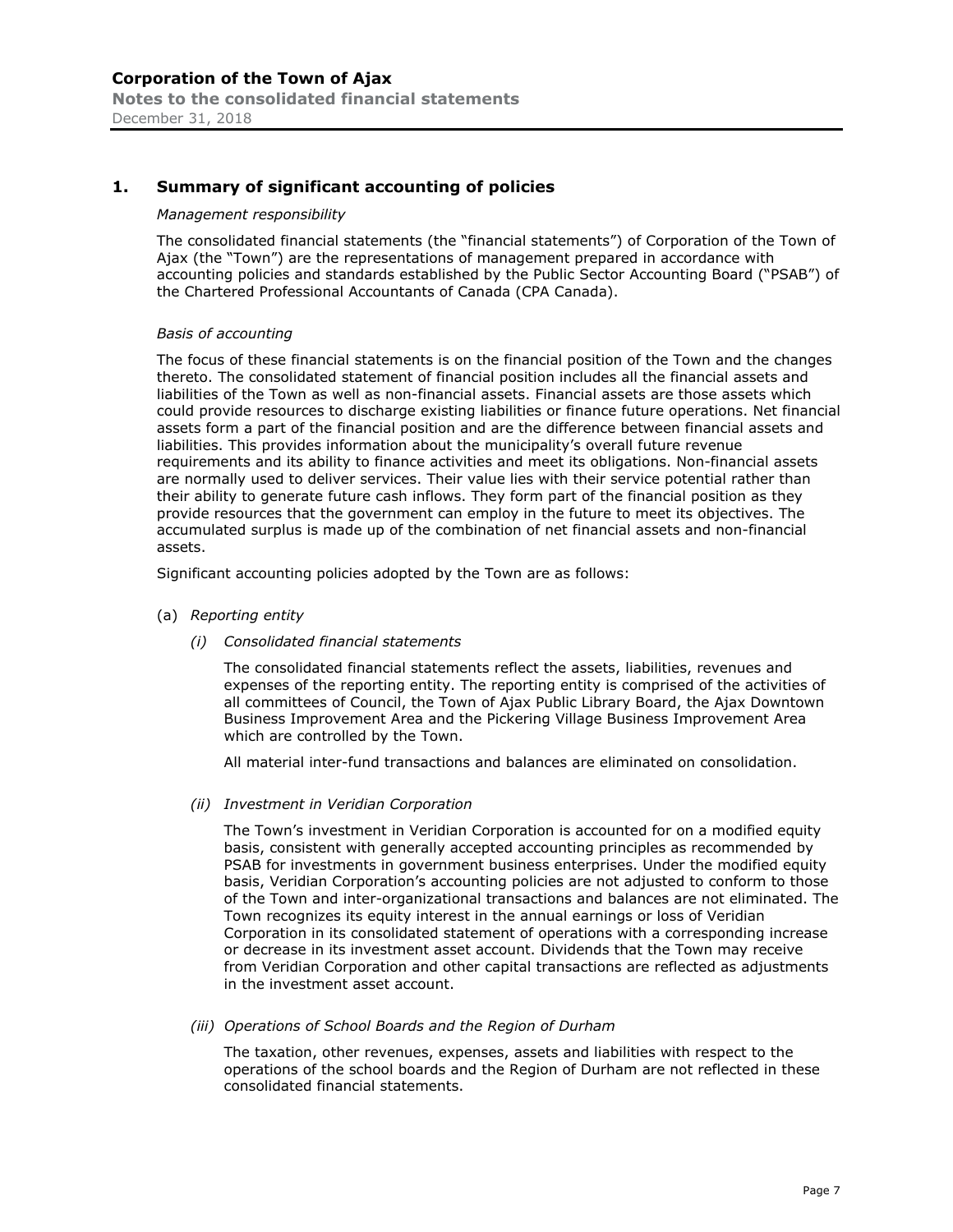## 1. Summary of significant accounting of policies

*Management responsibility*

The consolidated financial statements (the "financial statements") of Corporation of the Town of Ajax (the "Town") are the representations of management prepared in accordance with accounting policies and standards established by the Public Sector Accounting Board ("PSAB") of the Chartered Professional Accountants of Canada (CPA Canada).

*Basis of accounting*

The focus of these financial statements is on the financial position of the Town and the changes thereto. The consolidated statement of financial position includes all the financial assets and liabilities of the Town as well as non-financial assets. Financial assets are those assets which could provide resources to discharge existing liabilities or finance future operations. Net financial assets form a part of the financial position and are the difference between financial assets and liabilities. This provides information about the municipality's overall future revenue requirements and its ability to finance activities and meet its obligations. Non-financial assets are normally used to deliver services. Their value lies with their service potential rather than their ability to generate future cash inflows. They form part of the financial position as they provide resources that the government can employ in the future to meet its objectives. The accumulated surplus is made up of the combination of net financial assets and non-financial assets.

Significant accounting policies adopted by the Town are as follows:

(a) *Reporting entity*

*(i) Consolidated financial statements*

The consolidated financial statements reflect the assets, liabilities, revenues and expenses of the reporting entity. The reporting entity is comprised of the activities of all committees of Council, the Town of Ajax Public Library Board, the Ajax Downtown Business Improvement Area and the Pickering Village Business Improvement Area which are controlled by the Town.

All material inter-fund transactions and balances are eliminated on consolidation.

*(ii) Investment in Veridian Corporation*

The Town's investment in Veridian Corporation is accounted for on a modified equity basis, consistent with generally accepted accounting principles as recommended by PSAB for investments in government business enterprises. Under the modified equity basis, Veridian Corporation's accounting policies are not adjusted to conform to those of the Town and inter-organizational transactions and balances are not eliminated. The Town recognizes its equity interest in the annual earnings or loss of Veridian Corporation in its consolidated statement of operations with a corresponding increase or decrease in its investment asset account. Dividends that the Town may receive from Veridian Corporation and other capital transactions are reflected as adjustments in the investment asset account.

*(iii) Operations of School Boards and the Region of Durham*

The taxation, other revenues, expenses, assets and liabilities with respect to the operations of the school boards and the Region of Durham are not reflected in these consolidated financial statements.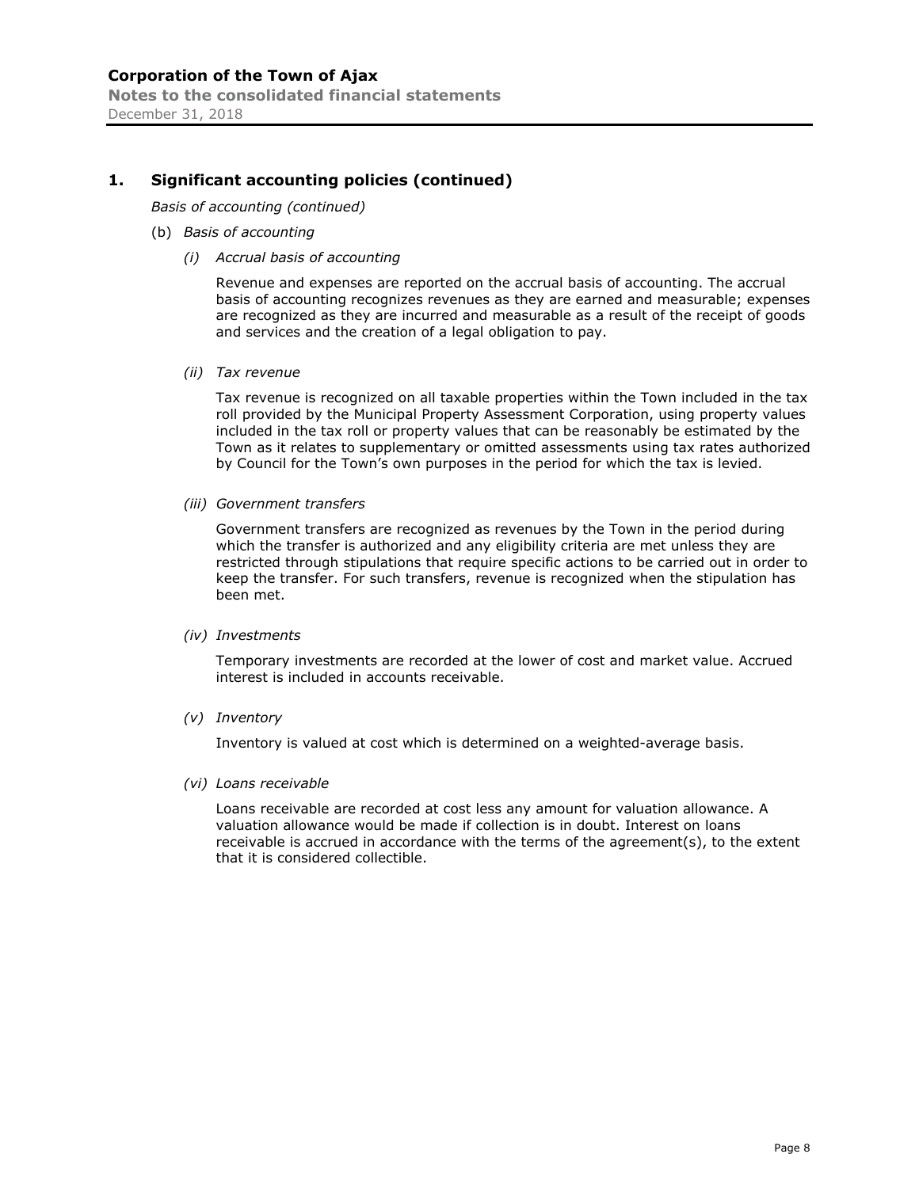## 1. Significant accounting policies (continued)

*Basis of accounting (continued)*

(b) *Basis of accounting*

*(i) Accrual basis of accounting*

Revenue and expenses are reported on the accrual basis of accounting. The accrual basis of accounting recognizes revenues as they are earned and measurable; expenses are recognized as they are incurred and measurable as a result of the receipt of goods and services and the creation of a legal obligation to pay.

*(ii) Tax revenue*

Tax revenue is recognized on all taxable properties within the Town included in the tax roll provided by the Municipal Property Assessment Corporation, using property values included in the tax roll or property values that can be reasonably be estimated by the Town as it relates to supplementary or omitted assessments using tax rates authorized by Council for the Town's own purposes in the period for which the tax is levied.

*(iii) Government transfers*

Government transfers are recognized as revenues by the Town in the period during which the transfer is authorized and any eligibility criteria are met unless they are restricted through stipulations that require specific actions to be carried out in order to keep the transfer. For such transfers, revenue is recognized when the stipulation has been met.

*(iv) Investments*

Temporary investments are recorded at the lower of cost and market value. Accrued interest is included in accounts receivable.

*(v) Inventory*

Inventory is valued at cost which is determined on a weighted-average basis.

*(vi) Loans receivable*

Loans receivable are recorded at cost less any amount for valuation allowance. A valuation allowance would be made if collection is in doubt. Interest on loans receivable is accrued in accordance with the terms of the agreement(s), to the extent that it is considered collectible.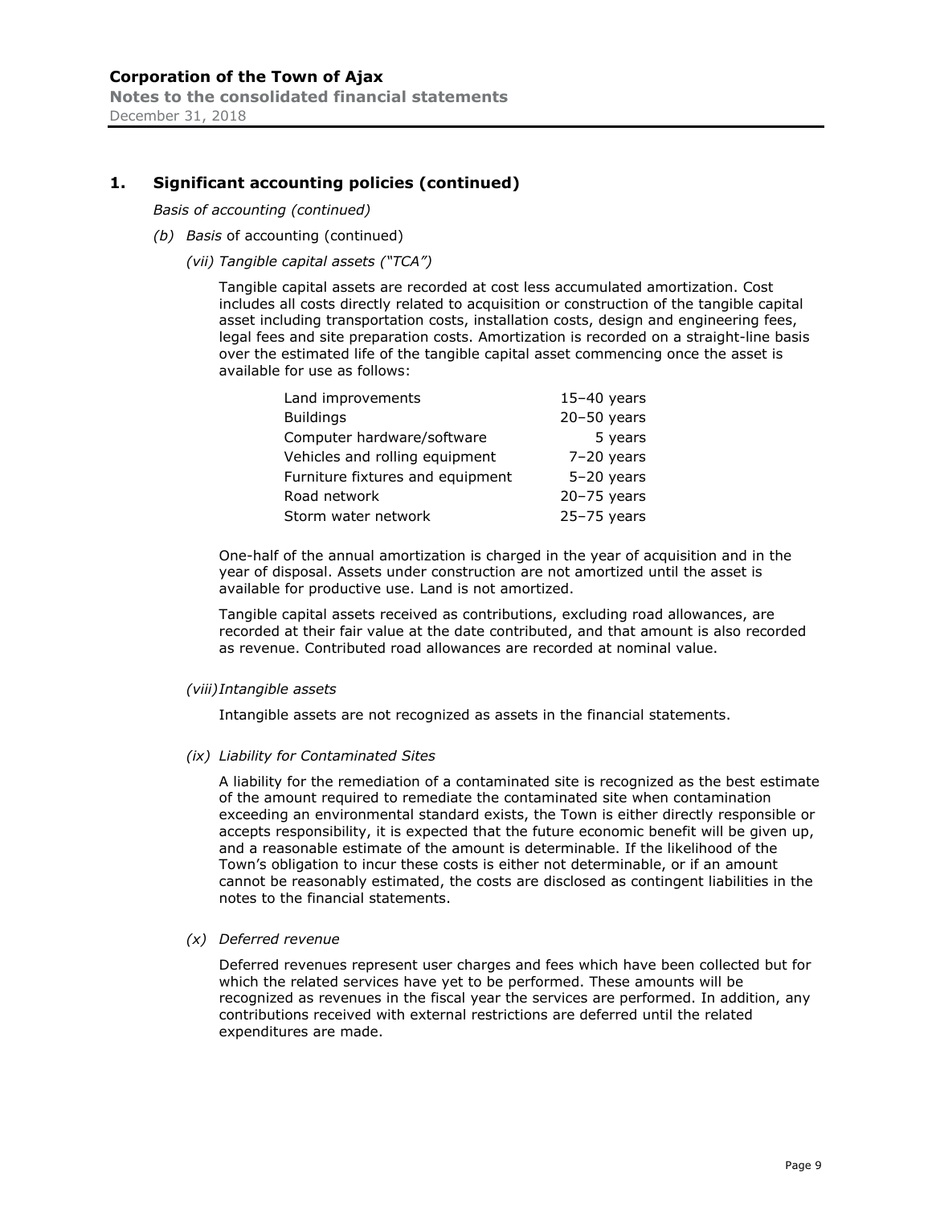## 1. Significant accounting policies (continued)

*Basis of accounting (continued)*

*(b) Basis* of accounting (continued)

*(vii) Tangible capital assets ("TCA")*

Tangible capital assets are recorded at cost less accumulated amortization. Cost includes all costs directly related to acquisition or construction of the tangible capital asset including transportation costs, installation costs, design and engineering fees, legal fees and site preparation costs. Amortization is recorded on a straight-line basis over the estimated life of the tangible capital asset commencing once the asset is available for use as follows:

| | |
|---|---|
| Land improvements | 15–40 years |
| Buildings | 20–50 years |
| Computer hardware/software | 5 years |
| Vehicles and rolling equipment | 7–20 years |
| Furniture fixtures and equipment | 5–20 years |
| Road network | 20–75 years |
| Storm water network | 25–75 years |

One-half of the annual amortization is charged in the year of acquisition and in the year of disposal. Assets under construction are not amortized until the asset is available for productive use. Land is not amortized.

Tangible capital assets received as contributions, excluding road allowances, are recorded at their fair value at the date contributed, and that amount is also recorded as revenue. Contributed road allowances are recorded at nominal value.

*(viii) Intangible assets*

Intangible assets are not recognized as assets in the financial statements.

*(ix) Liability for Contaminated Sites*

A liability for the remediation of a contaminated site is recognized as the best estimate of the amount required to remediate the contaminated site when contamination exceeding an environmental standard exists, the Town is either directly responsible or accepts responsibility, it is expected that the future economic benefit will be given up, and a reasonable estimate of the amount is determinable. If the likelihood of the Town's obligation to incur these costs is either not determinable, or if an amount cannot be reasonably estimated, the costs are disclosed as contingent liabilities in the notes to the financial statements.

*(x) Deferred revenue*

Deferred revenues represent user charges and fees which have been collected but for which the related services have yet to be performed. These amounts will be recognized as revenues in the fiscal year the services are performed. In addition, any contributions received with external restrictions are deferred until the related expenditures are made.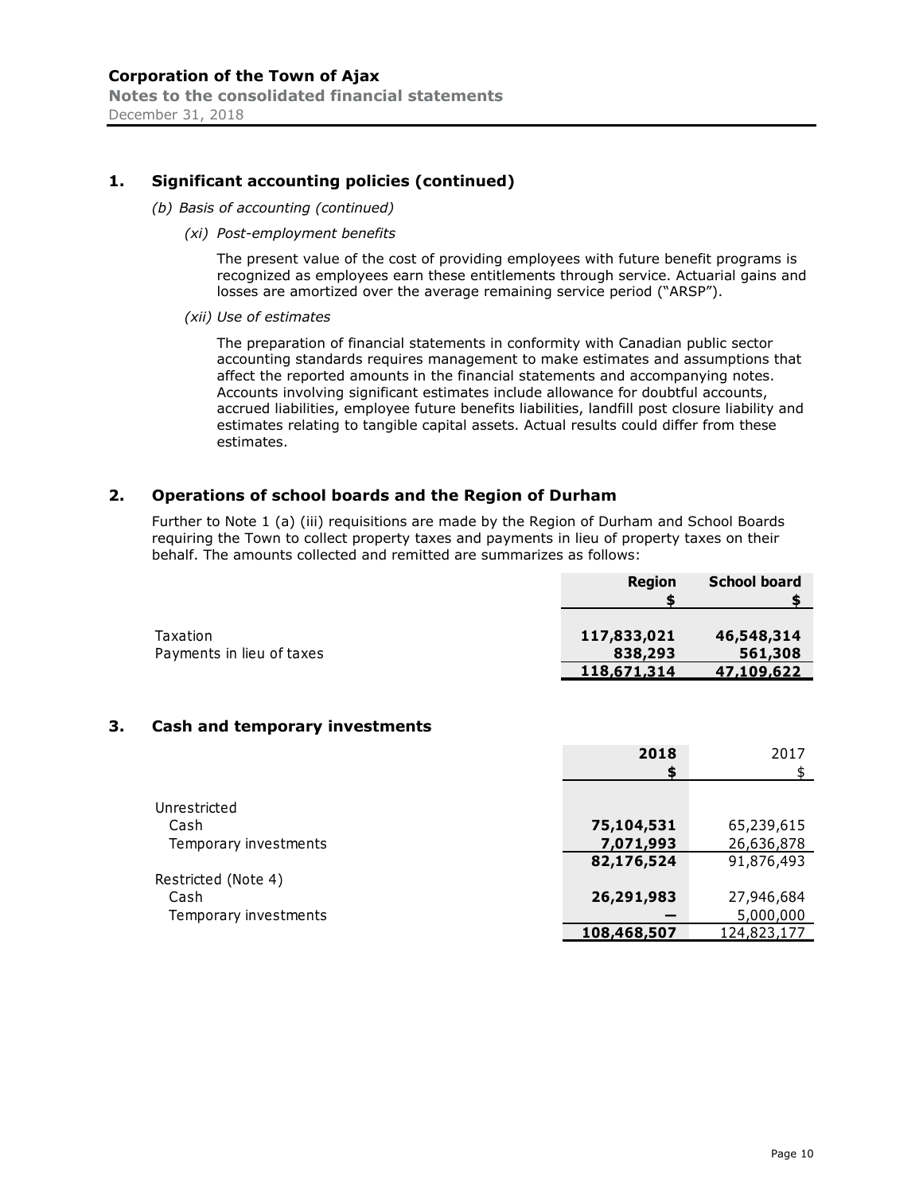## 1. Significant accounting policies (continued)

*(b) Basis of accounting (continued)*

*(xi) Post-employment benefits*

The present value of the cost of providing employees with future benefit programs is recognized as employees earn these entitlements through service. Actuarial gains and losses are amortized over the average remaining service period ("ARSP").

*(xii) Use of estimates*

The preparation of financial statements in conformity with Canadian public sector accounting standards requires management to make estimates and assumptions that affect the reported amounts in the financial statements and accompanying notes. Accounts involving significant estimates include allowance for doubtful accounts, accrued liabilities, employee future benefits liabilities, landfill post closure liability and estimates relating to tangible capital assets. Actual results could differ from these estimates.

## 2. Operations of school boards and the Region of Durham

Further to Note 1 (a) (iii) requisitions are made by the Region of Durham and School Boards requiring the Town to collect property taxes and payments in lieu of property taxes on their behalf. The amounts collected and remitted are summarizes as follows:

| | Region<br>$ | School board<br>$ |
|---|---|---|
| Taxation | **117,833,021** | **46,548,314** |
| Payments in lieu of taxes | **838,293** | **561,308** |
| | **118,671,314** | **47,109,622** |

## 3. Cash and temporary investments

| | 2018<br>$ | 2017<br>$ |
|---|---|---|
| Unrestricted | | |
| Cash | **75,104,531** | 65,239,615 |
| Temporary investments | **7,071,993** | 26,636,878 |
| | **82,176,524** | 91,876,493 |
| Restricted (Note 4) | | |
| Cash | **26,291,983** | 27,946,684 |
| Temporary investments | **—** | 5,000,000 |
| | **108,468,507** | 124,823,177 |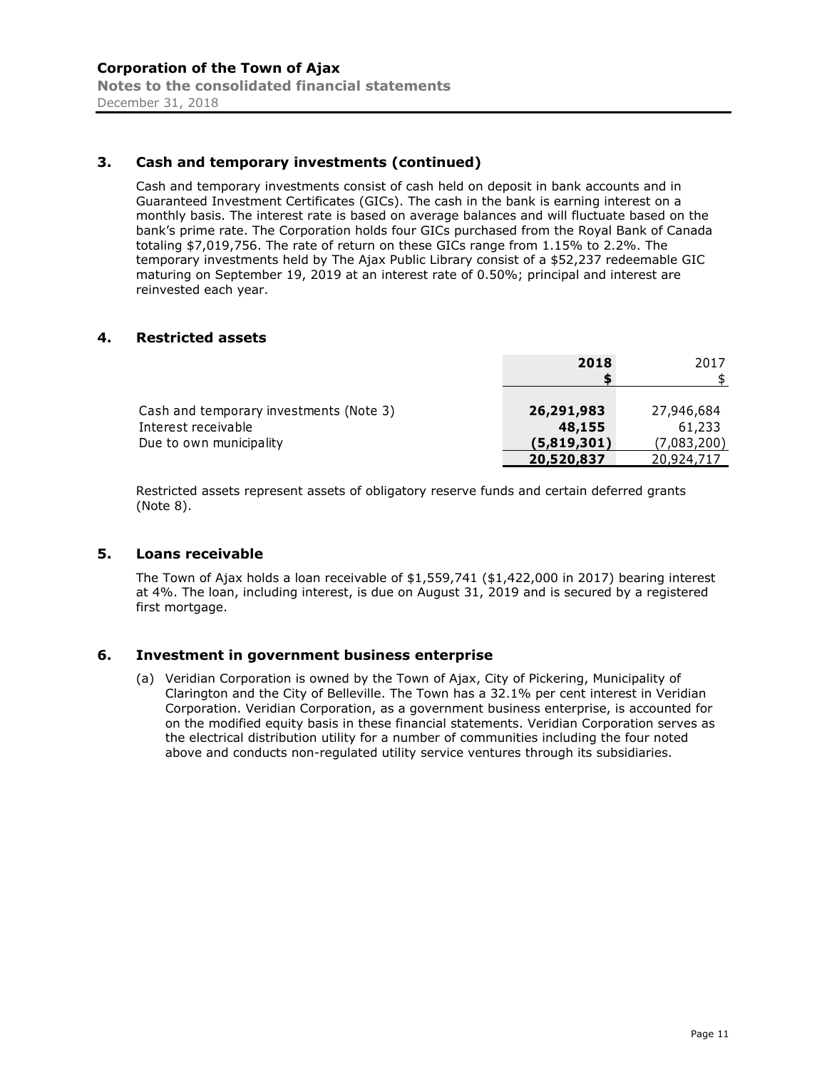## 3. Cash and temporary investments (continued)

Cash and temporary investments consist of cash held on deposit in bank accounts and in Guaranteed Investment Certificates (GICs). The cash in the bank is earning interest on a monthly basis. The interest rate is based on average balances and will fluctuate based on the bank's prime rate. The Corporation holds four GICs purchased from the Royal Bank of Canada totaling $7,019,756. The rate of return on these GICs range from 1.15% to 2.2%. The temporary investments held by The Ajax Public Library consist of a $52,237 redeemable GIC maturing on September 19, 2019 at an interest rate of 0.50%; principal and interest are reinvested each year.

## 4. Restricted assets

| | **2018** | 2017 |
|---|---|---|
| | **$** | $ |
| Cash and temporary investments (Note 3) | **26,291,983** | 27,946,684 |
| Interest receivable | **48,155** | 61,233 |
| Due to own municipality | **(5,819,301)** | (7,083,200) |
| | **20,520,837** | 20,924,717 |

Restricted assets represent assets of obligatory reserve funds and certain deferred grants (Note 8).

## 5. Loans receivable

The Town of Ajax holds a loan receivable of $1,559,741 ($1,422,000 in 2017) bearing interest at 4%. The loan, including interest, is due on August 31, 2019 and is secured by a registered first mortgage.

## 6. Investment in government business enterprise

(a) Veridian Corporation is owned by the Town of Ajax, City of Pickering, Municipality of Clarington and the City of Belleville. The Town has a 32.1% per cent interest in Veridian Corporation. Veridian Corporation, as a government business enterprise, is accounted for on the modified equity basis in these financial statements. Veridian Corporation serves as the electrical distribution utility for a number of communities including the four noted above and conducts non-regulated utility service ventures through its subsidiaries.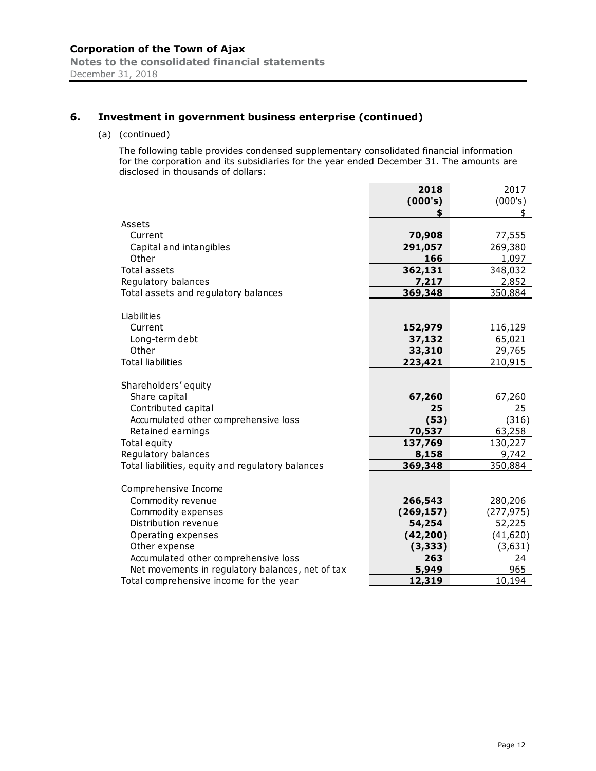## 6. Investment in government business enterprise (continued)

(a) (continued)

The following table provides condensed supplementary consolidated financial information for the corporation and its subsidiaries for the year ended December 31. The amounts are disclosed in thousands of dollars:

| | **2018 (000's) $** | 2017 (000's) $ |
|---|---|---|
| Assets | | |
| Current | **70,908** | 77,555 |
| Capital and intangibles | **291,057** | 269,380 |
| Other | **166** | 1,097 |
| Total assets | **362,131** | 348,032 |
| Regulatory balances | **7,217** | 2,852 |
| Total assets and regulatory balances | **369,348** | 350,884 |
| | | |
| Liabilities | | |
| Current | **152,979** | 116,129 |
| Long-term debt | **37,132** | 65,021 |
| Other | **33,310** | 29,765 |
| Total liabilities | **223,421** | 210,915 |
| | | |
| Shareholders' equity | | |
| Share capital | **67,260** | 67,260 |
| Contributed capital | **25** | 25 |
| Accumulated other comprehensive loss | **(53)** | (316) |
| Retained earnings | **70,537** | 63,258 |
| Total equity | **137,769** | 130,227 |
| Regulatory balances | **8,158** | 9,742 |
| Total liabilities, equity and regulatory balances | **369,348** | 350,884 |
| | | |
| Comprehensive Income | | |
| Commodity revenue | **266,543** | 280,206 |
| Commodity expenses | **(269,157)** | (277,975) |
| Distribution revenue | **54,254** | 52,225 |
| Operating expenses | **(42,200)** | (41,620) |
| Other expense | **(3,333)** | (3,631) |
| Accumulated other comprehensive loss | **263** | 24 |
| Net movements in regulatory balances, net of tax | **5,949** | 965 |
| Total comprehensive income for the year | **12,319** | 10,194 |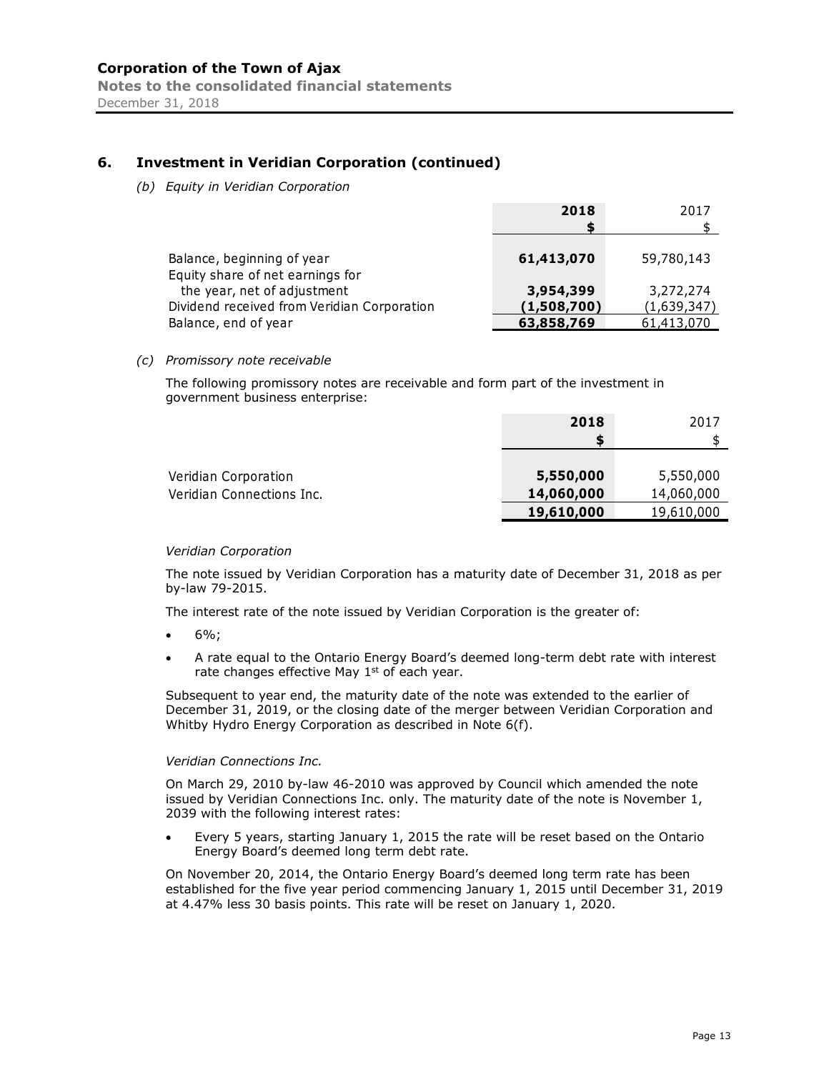## 6. Investment in Veridian Corporation (continued)

*(b) Equity in Veridian Corporation*

| | **2018** | 2017 |
|---|---|---|
| | **$** | $ |
| Balance, beginning of year | **61,413,070** | 59,780,143 |
| Equity share of net earnings for the year, net of adjustment | **3,954,399** | 3,272,274 |
| Dividend received from Veridian Corporation | **(1,508,700)** | (1,639,347) |
| Balance, end of year | **63,858,769** | 61,413,070 |

*(c) Promissory note receivable*

The following promissory notes are receivable and form part of the investment in government business enterprise:

| | **2018** | 2017 |
|---|---|---|
| | **$** | $ |
| Veridian Corporation | **5,550,000** | 5,550,000 |
| Veridian Connections Inc. | **14,060,000** | 14,060,000 |
| | **19,610,000** | 19,610,000 |

*Veridian Corporation*

The note issued by Veridian Corporation has a maturity date of December 31, 2018 as per by-law 79-2015.

The interest rate of the note issued by Veridian Corporation is the greater of:

- 6%;
- A rate equal to the Ontario Energy Board's deemed long-term debt rate with interest rate changes effective May 1st of each year.

Subsequent to year end, the maturity date of the note was extended to the earlier of December 31, 2019, or the closing date of the merger between Veridian Corporation and Whitby Hydro Energy Corporation as described in Note 6(f).

*Veridian Connections Inc.*

On March 29, 2010 by-law 46-2010 was approved by Council which amended the note issued by Veridian Connections Inc. only. The maturity date of the note is November 1, 2039 with the following interest rates:

- Every 5 years, starting January 1, 2015 the rate will be reset based on the Ontario Energy Board's deemed long term debt rate.

On November 20, 2014, the Ontario Energy Board's deemed long term rate has been established for the five year period commencing January 1, 2015 until December 31, 2019 at 4.47% less 30 basis points. This rate will be reset on January 1, 2020.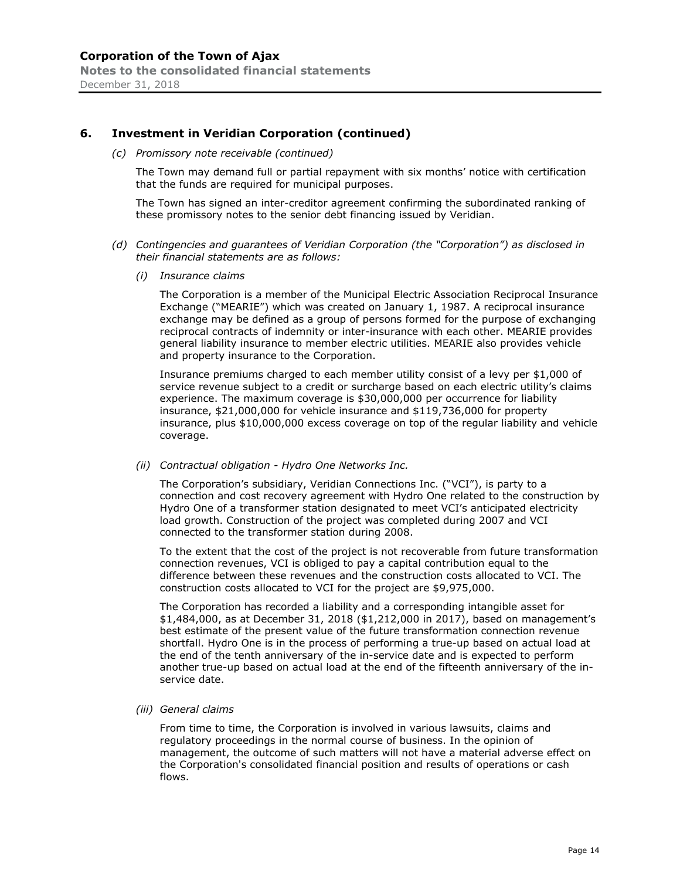## 6. Investment in Veridian Corporation (continued)

*(c) Promissory note receivable (continued)*

The Town may demand full or partial repayment with six months' notice with certification that the funds are required for municipal purposes.

The Town has signed an inter-creditor agreement confirming the subordinated ranking of these promissory notes to the senior debt financing issued by Veridian.

*(d) Contingencies and guarantees of Veridian Corporation (the "Corporation") as disclosed in their financial statements are as follows:*

*(i) Insurance claims*

The Corporation is a member of the Municipal Electric Association Reciprocal Insurance Exchange ("MEARIE") which was created on January 1, 1987. A reciprocal insurance exchange may be defined as a group of persons formed for the purpose of exchanging reciprocal contracts of indemnity or inter-insurance with each other. MEARIE provides general liability insurance to member electric utilities. MEARIE also provides vehicle and property insurance to the Corporation.

Insurance premiums charged to each member utility consist of a levy per $1,000 of service revenue subject to a credit or surcharge based on each electric utility's claims experience. The maximum coverage is $30,000,000 per occurrence for liability insurance, $21,000,000 for vehicle insurance and $119,736,000 for property insurance, plus $10,000,000 excess coverage on top of the regular liability and vehicle coverage.

*(ii) Contractual obligation - Hydro One Networks Inc.*

The Corporation's subsidiary, Veridian Connections Inc. ("VCI"), is party to a connection and cost recovery agreement with Hydro One related to the construction by Hydro One of a transformer station designated to meet VCI's anticipated electricity load growth. Construction of the project was completed during 2007 and VCI connected to the transformer station during 2008.

To the extent that the cost of the project is not recoverable from future transformation connection revenues, VCI is obliged to pay a capital contribution equal to the difference between these revenues and the construction costs allocated to VCI. The construction costs allocated to VCI for the project are $9,975,000.

The Corporation has recorded a liability and a corresponding intangible asset for $1,484,000, as at December 31, 2018 ($1,212,000 in 2017), based on management's best estimate of the present value of the future transformation connection revenue shortfall. Hydro One is in the process of performing a true-up based on actual load at the end of the tenth anniversary of the in-service date and is expected to perform another true-up based on actual load at the end of the fifteenth anniversary of the in-service date.

*(iii) General claims*

From time to time, the Corporation is involved in various lawsuits, claims and regulatory proceedings in the normal course of business. In the opinion of management, the outcome of such matters will not have a material adverse effect on the Corporation's consolidated financial position and results of operations or cash flows.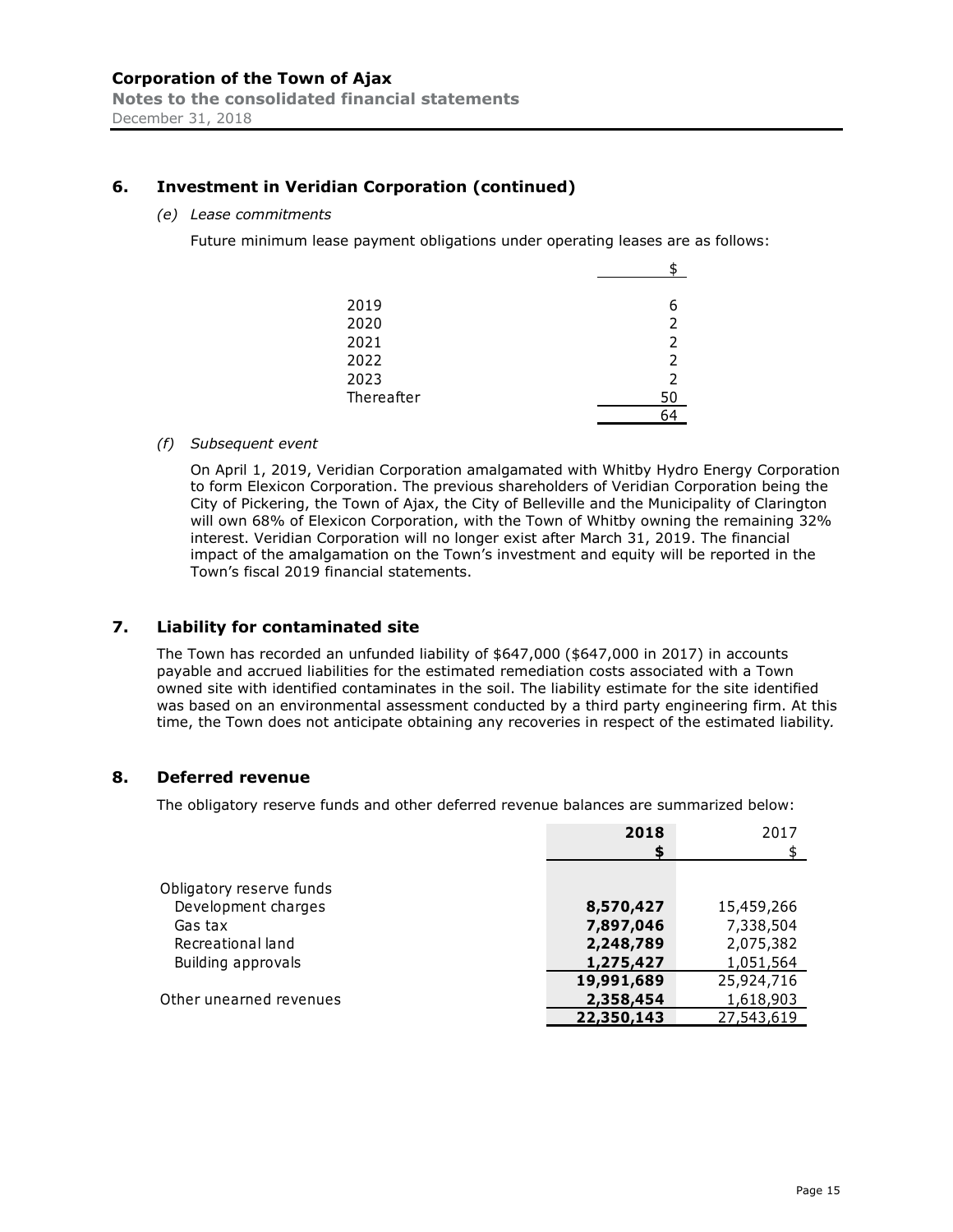## 6. Investment in Veridian Corporation (continued)

*(e) Lease commitments*

Future minimum lease payment obligations under operating leases are as follows:

| | $ |
|---|---|
| 2019 | 6 |
| 2020 | 2 |
| 2021 | 2 |
| 2022 | 2 |
| 2023 | 2 |
| Thereafter | 50 |
| | 64 |

*(f) Subsequent event*

On April 1, 2019, Veridian Corporation amalgamated with Whitby Hydro Energy Corporation to form Elexicon Corporation. The previous shareholders of Veridian Corporation being the City of Pickering, the Town of Ajax, the City of Belleville and the Municipality of Clarington will own 68% of Elexicon Corporation, with the Town of Whitby owning the remaining 32% interest. Veridian Corporation will no longer exist after March 31, 2019. The financial impact of the amalgamation on the Town's investment and equity will be reported in the Town's fiscal 2019 financial statements.

## 7. Liability for contaminated site

The Town has recorded an unfunded liability of $647,000 ($647,000 in 2017) in accounts payable and accrued liabilities for the estimated remediation costs associated with a Town owned site with identified contaminates in the soil. The liability estimate for the site identified was based on an environmental assessment conducted by a third party engineering firm. At this time, the Town does not anticipate obtaining any recoveries in respect of the estimated liability.

## 8. Deferred revenue

The obligatory reserve funds and other deferred revenue balances are summarized below:

| | **2018** | 2017 |
|---|---|---|
| | **$** | $ |
| Obligatory reserve funds | | |
| Development charges | **8,570,427** | 15,459,266 |
| Gas tax | **7,897,046** | 7,338,504 |
| Recreational land | **2,248,789** | 2,075,382 |
| Building approvals | **1,275,427** | 1,051,564 |
| | **19,991,689** | 25,924,716 |
| Other unearned revenues | **2,358,454** | 1,618,903 |
| | **22,350,143** | 27,543,619 |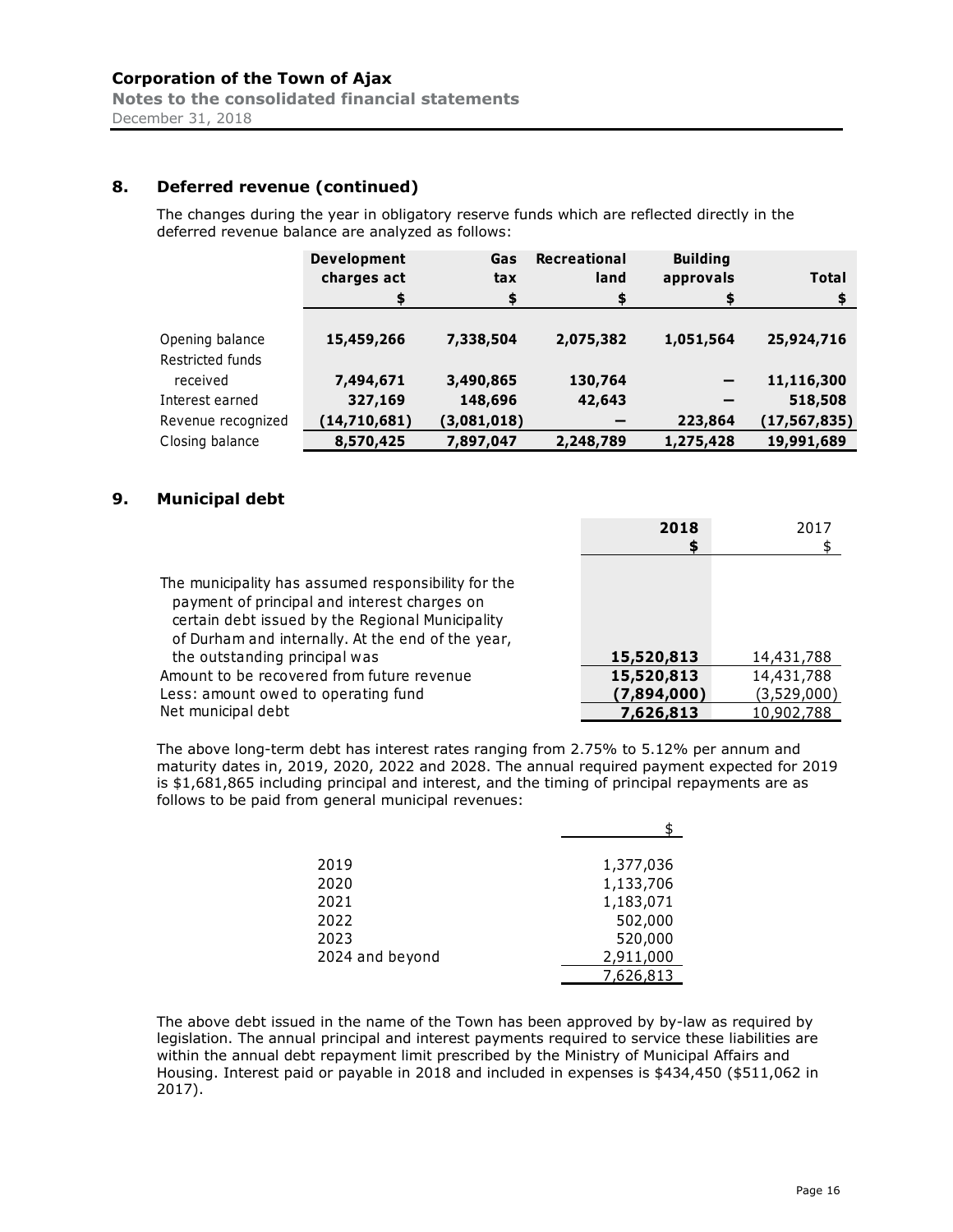## 8. Deferred revenue (continued)

The changes during the year in obligatory reserve funds which are reflected directly in the deferred revenue balance are analyzed as follows:

| | Development charges act | Gas tax | Recreational land | Building approvals | Total |
|---|---|---|---|---|---|
| | $ | $ | $ | $ | $ |
| Opening balance | 15,459,266 | 7,338,504 | 2,075,382 | 1,051,564 | 25,924,716 |
| Restricted funds received | 7,494,671 | 3,490,865 | 130,764 | — | 11,116,300 |
| Interest earned | 327,169 | 148,696 | 42,643 | — | 518,508 |
| Revenue recognized | (14,710,681) | (3,081,018) | — | 223,864 | (17,567,835) |
| Closing balance | 8,570,425 | 7,897,047 | 2,248,789 | 1,275,428 | 19,991,689 |

## 9. Municipal debt

| | 2018 | 2017 |
|---|---|---|
| | $ | $ |
| The municipality has assumed responsibility for the payment of principal and interest charges on certain debt issued by the Regional Municipality of Durham and internally. At the end of the year, the outstanding principal was | 15,520,813 | 14,431,788 |
| Amount to be recovered from future revenue | 15,520,813 | 14,431,788 |
| Less: amount owed to operating fund | (7,894,000) | (3,529,000) |
| Net municipal debt | 7,626,813 | 10,902,788 |

The above long-term debt has interest rates ranging from 2.75% to 5.12% per annum and maturity dates in, 2019, 2020, 2022 and 2028. The annual required payment expected for 2019 is $1,681,865 including principal and interest, and the timing of principal repayments are as follows to be paid from general municipal revenues:

| | $ |
|---|---|
| 2019 | 1,377,036 |
| 2020 | 1,133,706 |
| 2021 | 1,183,071 |
| 2022 | 502,000 |
| 2023 | 520,000 |
| 2024 and beyond | 2,911,000 |
| | 7,626,813 |

The above debt issued in the name of the Town has been approved by by-law as required by legislation. The annual principal and interest payments required to service these liabilities are within the annual debt repayment limit prescribed by the Ministry of Municipal Affairs and Housing. Interest paid or payable in 2018 and included in expenses is $434,450 ($511,062 in 2017).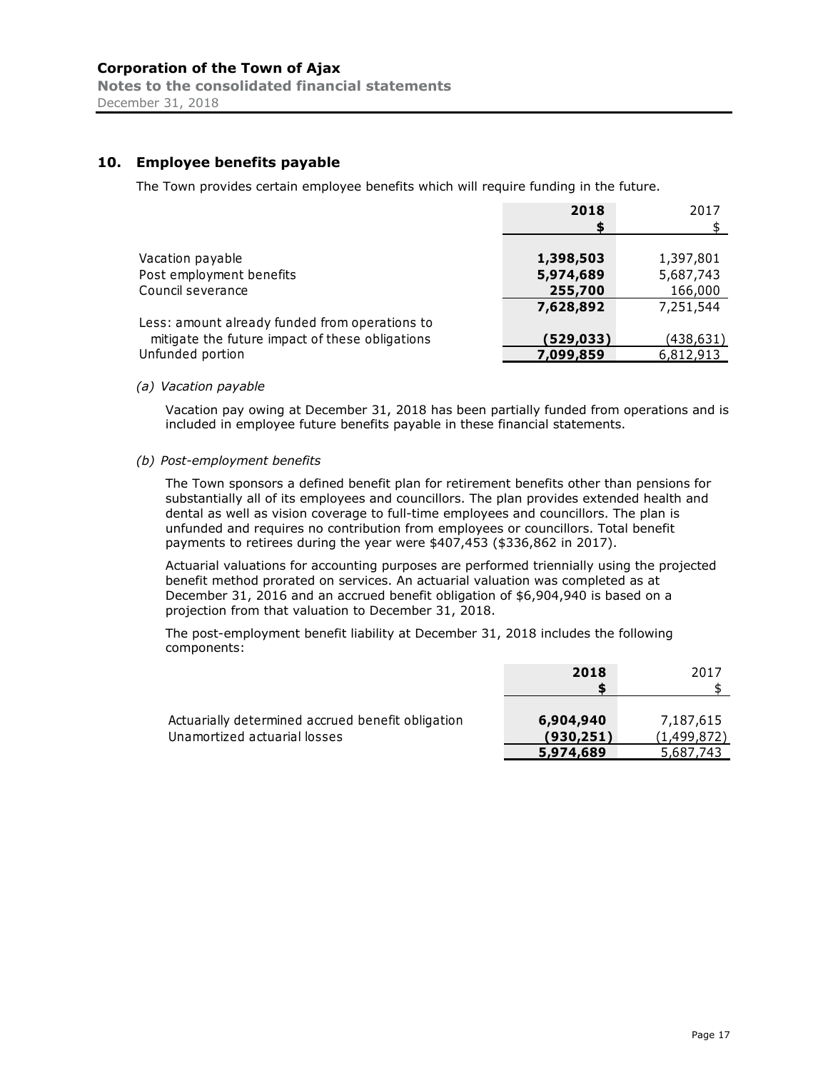# Corporation of the Town of Ajax

**Notes to the consolidated financial statements**

December 31, 2018

## 10. Employee benefits payable

The Town provides certain employee benefits which will require funding in the future.

| | 2018 $ | 2017 $ |
|---|---|---|
| Vacation payable | **1,398,503** | 1,397,801 |
| Post employment benefits | **5,974,689** | 5,687,743 |
| Council severance | **255,700** | 166,000 |
| | **7,628,892** | 7,251,544 |
| Less: amount already funded from operations to mitigate the future impact of these obligations | **(529,033)** | (438,631) |
| Unfunded portion | **7,099,859** | 6,812,913 |

*(a) Vacation payable*

Vacation pay owing at December 31, 2018 has been partially funded from operations and is included in employee future benefits payable in these financial statements.

*(b) Post-employment benefits*

The Town sponsors a defined benefit plan for retirement benefits other than pensions for substantially all of its employees and councillors. The plan provides extended health and dental as well as vision coverage to full-time employees and councillors. The plan is unfunded and requires no contribution from employees or councillors. Total benefit payments to retirees during the year were $407,453 ($336,862 in 2017).

Actuarial valuations for accounting purposes are performed triennially using the projected benefit method prorated on services. An actuarial valuation was completed as at December 31, 2016 and an accrued benefit obligation of $6,904,940 is based on a projection from that valuation to December 31, 2018.

The post-employment benefit liability at December 31, 2018 includes the following components:

| | 2018 $ | 2017 $ |
|---|---|---|
| Actuarially determined accrued benefit obligation | **6,904,940** | 7,187,615 |
| Unamortized actuarial losses | **(930,251)** | (1,499,872) |
| | **5,974,689** | 5,687,743 |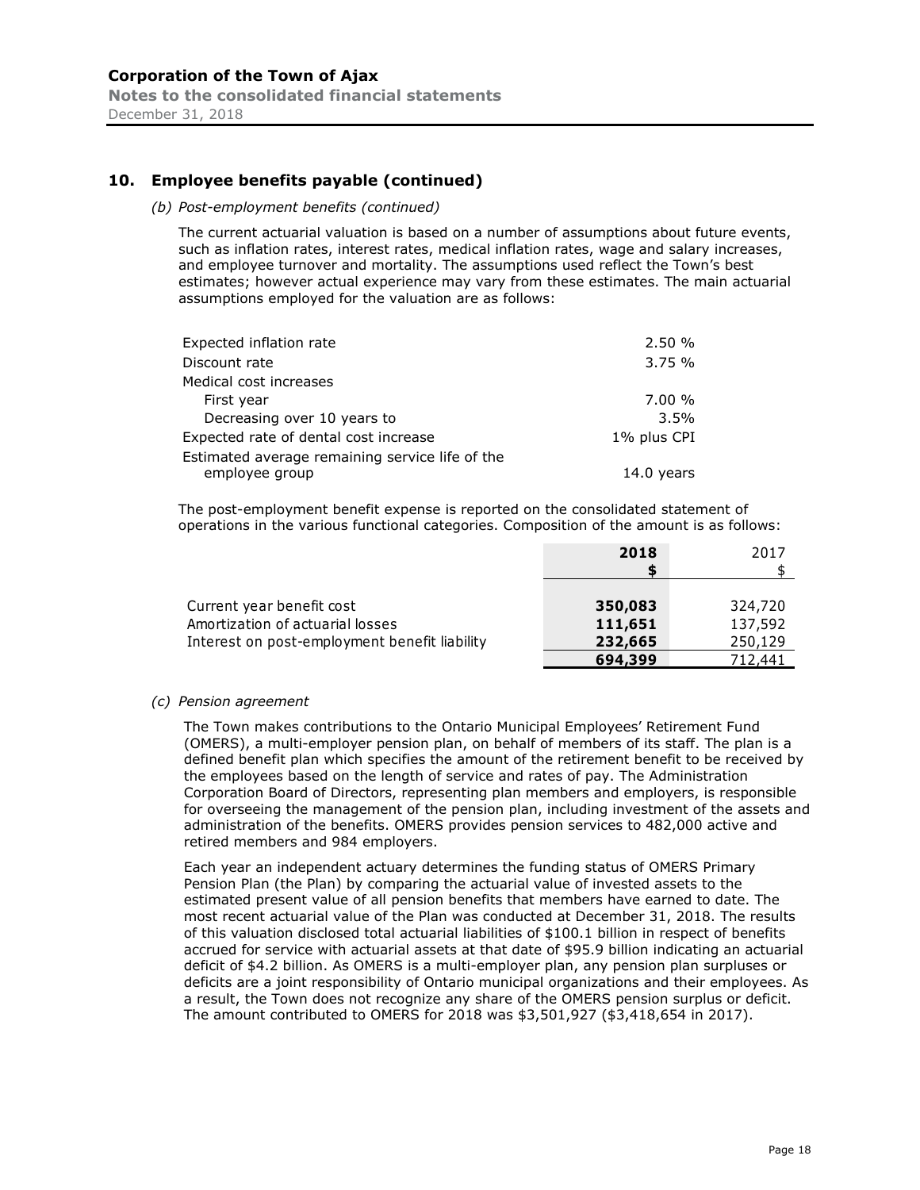# Corporation of the Town of Ajax

**Notes to the consolidated financial statements**

December 31, 2018

## 10. Employee benefits payable (continued)

*(b) Post-employment benefits (continued)*

The current actuarial valuation is based on a number of assumptions about future events, such as inflation rates, interest rates, medical inflation rates, wage and salary increases, and employee turnover and mortality. The assumptions used reflect the Town's best estimates; however actual experience may vary from these estimates. The main actuarial assumptions employed for the valuation are as follows:

| | |
|---|---|
| Expected inflation rate | 2.50 % |
| Discount rate | 3.75 % |
| Medical cost increases | |
| First year | 7.00 % |
| Decreasing over 10 years to | 3.5% |
| Expected rate of dental cost increase | 1% plus CPI |
| Estimated average remaining service life of the employee group | 14.0 years |

The post-employment benefit expense is reported on the consolidated statement of operations in the various functional categories. Composition of the amount is as follows:

| | **2018** | 2017 |
|---|---|---|
| | **$** | $ |
| Current year benefit cost | **350,083** | 324,720 |
| Amortization of actuarial losses | **111,651** | 137,592 |
| Interest on post-employment benefit liability | **232,665** | 250,129 |
| | **694,399** | 712,441 |

*(c) Pension agreement*

The Town makes contributions to the Ontario Municipal Employees' Retirement Fund (OMERS), a multi-employer pension plan, on behalf of members of its staff. The plan is a defined benefit plan which specifies the amount of the retirement benefit to be received by the employees based on the length of service and rates of pay. The Administration Corporation Board of Directors, representing plan members and employers, is responsible for overseeing the management of the pension plan, including investment of the assets and administration of the benefits. OMERS provides pension services to 482,000 active and retired members and 984 employers.

Each year an independent actuary determines the funding status of OMERS Primary Pension Plan (the Plan) by comparing the actuarial value of invested assets to the estimated present value of all pension benefits that members have earned to date. The most recent actuarial value of the Plan was conducted at December 31, 2018. The results of this valuation disclosed total actuarial liabilities of $100.1 billion in respect of benefits accrued for service with actuarial assets at that date of $95.9 billion indicating an actuarial deficit of $4.2 billion. As OMERS is a multi-employer plan, any pension plan surpluses or deficits are a joint responsibility of Ontario municipal organizations and their employees. As a result, the Town does not recognize any share of the OMERS pension surplus or deficit. The amount contributed to OMERS for 2018 was $3,501,927 ($3,418,654 in 2017).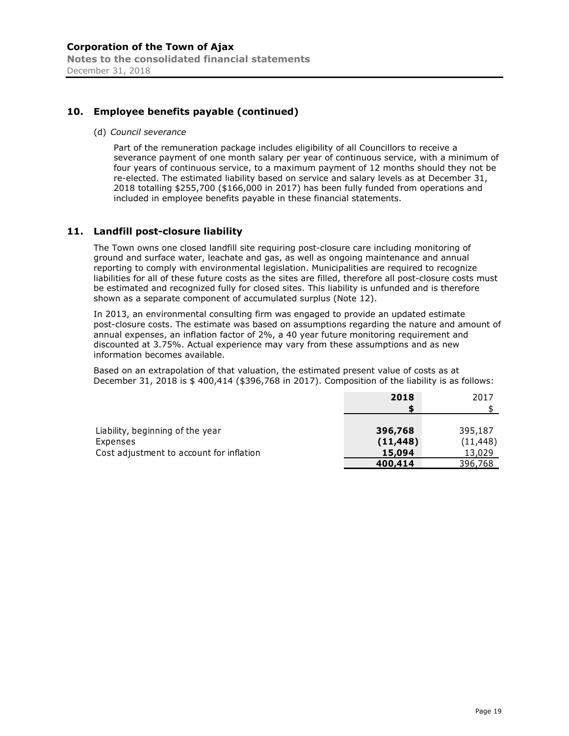## 10. Employee benefits payable (continued)

(d) *Council severance*

Part of the remuneration package includes eligibility of all Councillors to receive a severance payment of one month salary per year of continuous service, with a minimum of four years of continuous service, to a maximum payment of 12 months should they not be re-elected. The estimated liability based on service and salary levels as at December 31, 2018 totalling $255,700 ($166,000 in 2017) has been fully funded from operations and included in employee benefits payable in these financial statements.

## 11. Landfill post-closure liability

The Town owns one closed landfill site requiring post-closure care including monitoring of ground and surface water, leachate and gas, as well as ongoing maintenance and annual reporting to comply with environmental legislation. Municipalities are required to recognize liabilities for all of these future costs as the sites are filled, therefore all post-closure costs must be estimated and recognized fully for closed sites. This liability is unfunded and is therefore shown as a separate component of accumulated surplus (Note 12).

In 2013, an environmental consulting firm was engaged to provide an updated estimate post-closure costs. The estimate was based on assumptions regarding the nature and amount of annual expenses, an inflation factor of 2%, a 40 year future monitoring requirement and discounted at 3.75%. Actual experience may vary from these assumptions and as new information becomes available.

Based on an extrapolation of that valuation, the estimated present value of costs as at December 31, 2018 is $ 400,414 ($396,768 in 2017). Composition of the liability is as follows:

| | **2018** | 2017 |
|---|---|---|
| | **$** | $ |
| Liability, beginning of the year | **396,768** | 395,187 |
| Expenses | **(11,448)** | (11,448) |
| Cost adjustment to account for inflation | **15,094** | 13,029 |
| | **400,414** | 396,768 |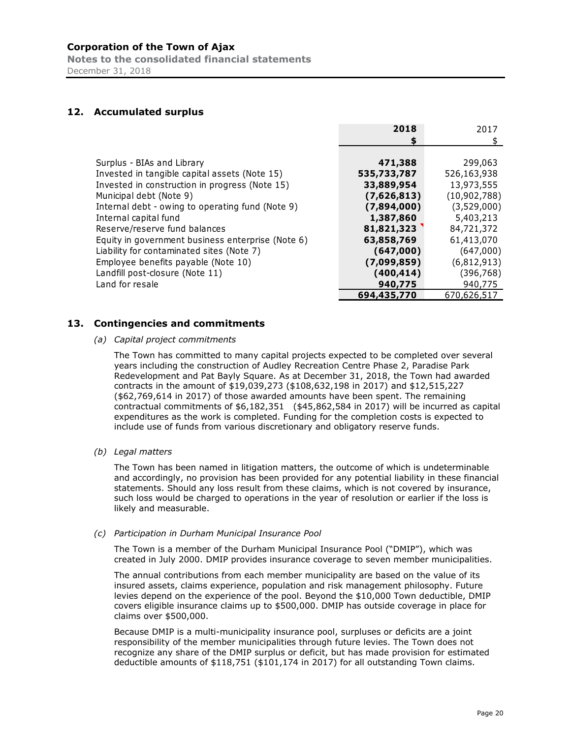## 12. Accumulated surplus

| | 2018 | 2017 |
|---|---|---|
| | $ | $ |
| Surplus - BIAs and Library | **471,388** | 299,063 |
| Invested in tangible capital assets (Note 15) | **535,733,787** | 526,163,938 |
| Invested in construction in progress (Note 15) | **33,889,954** | 13,973,555 |
| Municipal debt (Note 9) | **(7,626,813)** | (10,902,788) |
| Internal debt - owing to operating fund (Note 9) | **(7,894,000)** | (3,529,000) |
| Internal capital fund | **1,387,860** | 5,403,213 |
| Reserve/reserve fund balances | **81,821,323** | 84,721,372 |
| Equity in government business enterprise (Note 6) | **63,858,769** | 61,413,070 |
| Liability for contaminated sites (Note 7) | **(647,000)** | (647,000) |
| Employee benefits payable (Note 10) | **(7,099,859)** | (6,812,913) |
| Landfill post-closure (Note 11) | **(400,414)** | (396,768) |
| Land for resale | **940,775** | 940,775 |
| | **694,435,770** | 670,626,517 |

## 13. Contingencies and commitments

*(a) Capital project commitments*

The Town has committed to many capital projects expected to be completed over several years including the construction of Audley Recreation Centre Phase 2, Paradise Park Redevelopment and Pat Bayly Square. As at December 31, 2018, the Town had awarded contracts in the amount of $19,039,273 ($108,632,198 in 2017) and $12,515,227 ($62,769,614 in 2017) of those awarded amounts have been spent. The remaining contractual commitments of $6,182,351 ($45,862,584 in 2017) will be incurred as capital expenditures as the work is completed. Funding for the completion costs is expected to include use of funds from various discretionary and obligatory reserve funds.

*(b) Legal matters*

The Town has been named in litigation matters, the outcome of which is undeterminable and accordingly, no provision has been provided for any potential liability in these financial statements. Should any loss result from these claims, which is not covered by insurance, such loss would be charged to operations in the year of resolution or earlier if the loss is likely and measurable.

*(c) Participation in Durham Municipal Insurance Pool*

The Town is a member of the Durham Municipal Insurance Pool ("DMIP"), which was created in July 2000. DMIP provides insurance coverage to seven member municipalities.

The annual contributions from each member municipality are based on the value of its insured assets, claims experience, population and risk management philosophy. Future levies depend on the experience of the pool. Beyond the $10,000 Town deductible, DMIP covers eligible insurance claims up to $500,000. DMIP has outside coverage in place for claims over $500,000.

Because DMIP is a multi-municipality insurance pool, surpluses or deficits are a joint responsibility of the member municipalities through future levies. The Town does not recognize any share of the DMIP surplus or deficit, but has made provision for estimated deductible amounts of $118,751 ($101,174 in 2017) for all outstanding Town claims.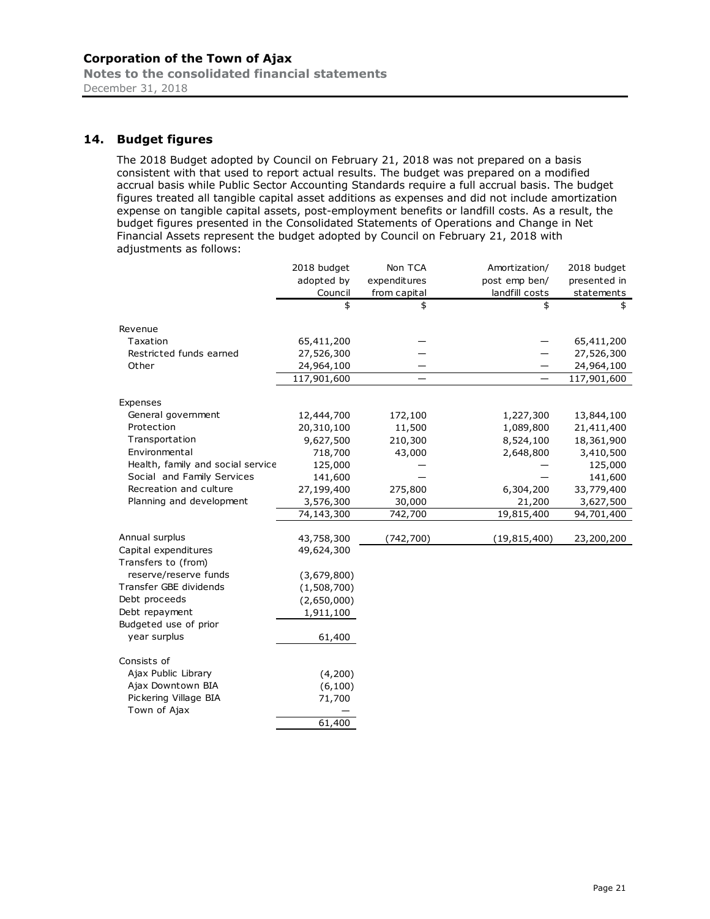## 14. Budget figures

The 2018 Budget adopted by Council on February 21, 2018 was not prepared on a basis consistent with that used to report actual results. The budget was prepared on a modified accrual basis while Public Sector Accounting Standards require a full accrual basis. The budget figures treated all tangible capital asset additions as expenses and did not include amortization expense on tangible capital assets, post-employment benefits or landfill costs. As a result, the budget figures presented in the Consolidated Statements of Operations and Change in Net Financial Assets represent the budget adopted by Council on February 21, 2018 with adjustments as follows:

| | 2018 budget adopted by Council | Non TCA expenditures from capital | Amortization/ post emp ben/ landfill costs | 2018 budget presented in statements |
|---|---|---|---|---|
| | $ | $ | $ | $ |
| **Revenue** | | | | |
| Taxation | 65,411,200 | — | — | 65,411,200 |
| Restricted funds earned | 27,526,300 | — | — | 27,526,300 |
| Other | 24,964,100 | — | — | 24,964,100 |
| | 117,901,600 | — | — | 117,901,600 |
| **Expenses** | | | | |
| General government | 12,444,700 | 172,100 | 1,227,300 | 13,844,100 |
| Protection | 20,310,100 | 11,500 | 1,089,800 | 21,411,400 |
| Transportation | 9,627,500 | 210,300 | 8,524,100 | 18,361,900 |
| Environmental | 718,700 | 43,000 | 2,648,800 | 3,410,500 |
| Health, family and social service | 125,000 | — | — | 125,000 |
| Social and Family Services | 141,600 | — | — | 141,600 |
| Recreation and culture | 27,199,400 | 275,800 | 6,304,200 | 33,779,400 |
| Planning and development | 3,576,300 | 30,000 | 21,200 | 3,627,500 |
| | 74,143,300 | 742,700 | 19,815,400 | 94,701,400 |
| Annual surplus | 43,758,300 | (742,700) | (19,815,400) | 23,200,200 |
| Capital expenditures | 49,624,300 | | | |
| Transfers to (from) reserve/reserve funds | (3,679,800) | | | |
| Transfer GBE dividends | (1,508,700) | | | |
| Debt proceeds | (2,650,000) | | | |
| Debt repayment | 1,911,100 | | | |
| Budgeted use of prior year surplus | 61,400 | | | |
| **Consists of** | | | | |
| Ajax Public Library | (4,200) | | | |
| Ajax Downtown BIA | (6,100) | | | |
| Pickering Village BIA | 71,700 | | | |
| Town of Ajax | — | | | |
| | 61,400 | | | |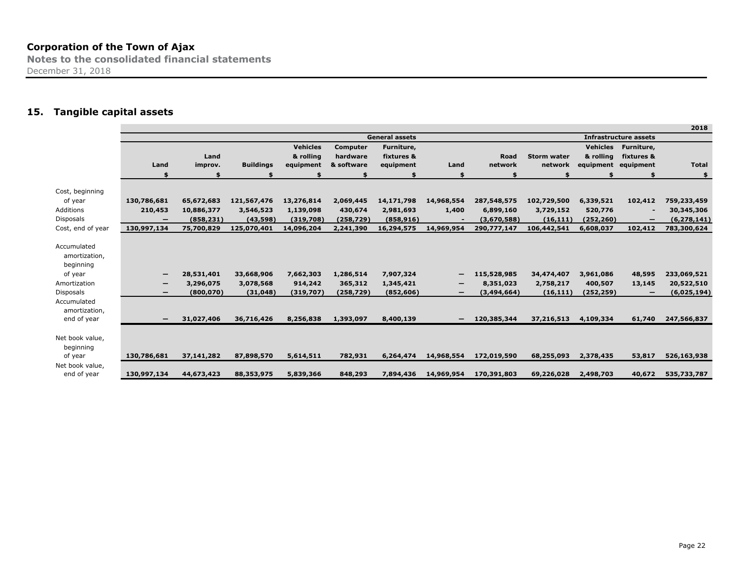**Corporation of the Town of Ajax**
**Notes to the consolidated financial statements**
December 31, 2018

## 15. Tangible capital assets

| | | | | | | | | | | | | 2018 |
|---|---|---|---|---|---|---|---|---|---|---|---|---|
| | General assets | | | | | | Infrastructure assets | | | | | |
| | Land | Land improv. | Buildings | Vehicles & rolling equipment | Computer hardware & software | Furniture, fixtures & equipment | Land | Road network | Storm water network | Vehicles & rolling equipment | Furniture, fixtures & equipment | Total |
| | $ | $ | $ | $ | $ | $ | $ | $ | $ | $ | $ | $ |
| Cost, beginning of year | 130,786,681 | 65,672,683 | 121,567,476 | 13,276,814 | 2,069,445 | 14,171,798 | 14,968,554 | 287,548,575 | 102,729,500 | 6,339,521 | 102,412 | 759,233,459 |
| Additions | 210,453 | 10,886,377 | 3,546,523 | 1,139,098 | 430,674 | 2,981,693 | 1,400 | 6,899,160 | 3,729,152 | 520,776 | - | 30,345,306 |
| Disposals | — | (858,231) | (43,598) | (319,708) | (258,729) | (858,916) | - | (3,670,588) | (16,111) | (252,260) | — | (6,278,141) |
| Cost, end of year | 130,997,134 | 75,700,829 | 125,070,401 | 14,096,204 | 2,241,390 | 16,294,575 | 14,969,954 | 290,777,147 | 106,442,541 | 6,608,037 | 102,412 | 783,300,624 |
| Accumulated amortization, beginning of year | — | 28,531,401 | 33,668,906 | 7,662,303 | 1,286,514 | 7,907,324 | — | 115,528,985 | 34,474,407 | 3,961,086 | 48,595 | 233,069,521 |
| Amortization | — | 3,296,075 | 3,078,568 | 914,242 | 365,312 | 1,345,421 | — | 8,351,023 | 2,758,217 | 400,507 | 13,145 | 20,522,510 |
| Disposals | — | (800,070) | (31,048) | (319,707) | (258,729) | (852,606) | — | (3,494,664) | (16,111) | (252,259) | — | (6,025,194) |
| Accumulated amortization, end of year | — | 31,027,406 | 36,716,426 | 8,256,838 | 1,393,097 | 8,400,139 | — | 120,385,344 | 37,216,513 | 4,109,334 | 61,740 | 247,566,837 |
| Net book value, beginning of year | 130,786,681 | 37,141,282 | 87,898,570 | 5,614,511 | 782,931 | 6,264,474 | 14,968,554 | 172,019,590 | 68,255,093 | 2,378,435 | 53,817 | 526,163,938 |
| Net book value, end of year | 130,997,134 | 44,673,423 | 88,353,975 | 5,839,366 | 848,293 | 7,894,436 | 14,969,954 | 170,391,803 | 69,226,028 | 2,498,703 | 40,672 | 535,733,787 |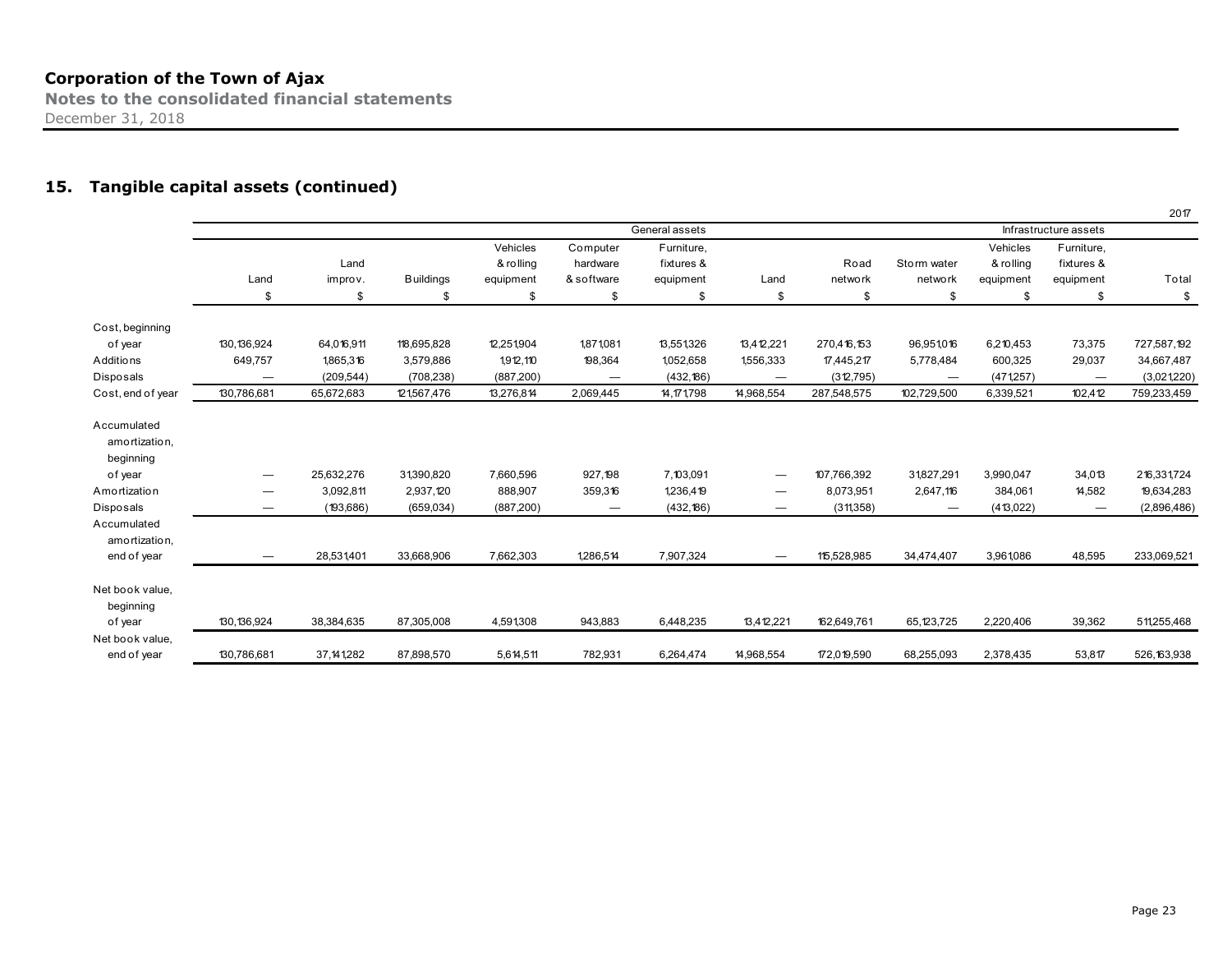# Corporation of the Town of Ajax

**Notes to the consolidated financial statements**

December 31, 2018

## 15. Tangible capital assets (continued)

2017

| | General assets | | | | | | Infrastructure assets | | | | | |
|---|---|---|---|---|---|---|---|---|---|---|---|---|
| | Land | Land improv. | Buildings | Vehicles & rolling equipment | Computer hardware & software | Furniture, fixtures & equipment | Land | Road network | Storm water network | Vehicles & rolling equipment | Furniture, fixtures & equipment | Total |
| | $ | $ | $ | $ | $ | $ | $ | $ | $ | $ | $ | $ |
| Cost, beginning of year | 130,136,924 | 64,016,911 | 118,695,828 | 12,251,904 | 1,871,081 | 13,551,326 | 13,412,221 | 270,416,153 | 96,951,016 | 6,210,453 | 73,375 | 727,587,192 |
| Additions | 649,757 | 1,865,316 | 3,579,886 | 1,912,110 | 198,364 | 1,052,658 | 1,556,333 | 17,445,217 | 5,778,484 | 600,325 | 29,037 | 34,667,487 |
| Disposals | — | (209,544) | (708,238) | (887,200) | — | (432,186) | — | (312,795) | — | (471,257) | — | (3,021,220) |
| Cost, end of year | 130,786,681 | 65,672,683 | 121,567,476 | 13,276,814 | 2,069,445 | 14,171,798 | 14,968,554 | 287,548,575 | 102,729,500 | 6,339,521 | 102,412 | 759,233,459 |
| Accumulated amortization, beginning of year | — | 25,632,276 | 31,390,820 | 7,660,596 | 927,198 | 7,103,091 | — | 107,766,392 | 31,827,291 | 3,990,047 | 34,013 | 216,331,724 |
| Amortization | — | 3,092,811 | 2,937,120 | 888,907 | 359,316 | 1,236,419 | — | 8,073,951 | 2,647,116 | 384,061 | 14,582 | 19,634,283 |
| Disposals | — | (193,686) | (659,034) | (887,200) | — | (432,186) | — | (311,358) | — | (413,022) | — | (2,896,486) |
| Accumulated amortization, end of year | — | 28,531,401 | 33,668,906 | 7,662,303 | 1,286,514 | 7,907,324 | — | 115,528,985 | 34,474,407 | 3,961,086 | 48,595 | 233,069,521 |
| Net book value, beginning of year | 130,136,924 | 38,384,635 | 87,305,008 | 4,591,308 | 943,883 | 6,448,235 | 13,412,221 | 162,649,761 | 65,123,725 | 2,220,406 | 39,362 | 511,255,468 |
| Net book value, end of year | 130,786,681 | 37,141,282 | 87,898,570 | 5,614,511 | 782,931 | 6,264,474 | 14,968,554 | 172,019,590 | 68,255,093 | 2,378,435 | 53,817 | 526,163,938 |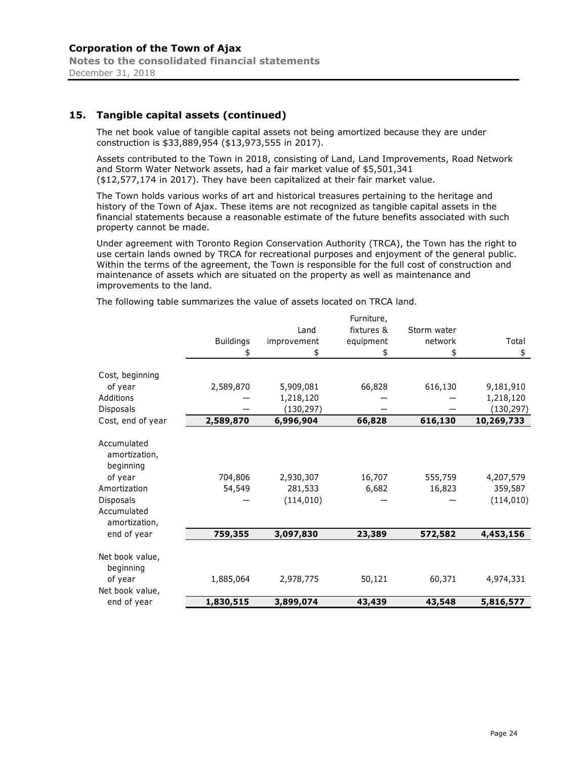## 15. Tangible capital assets (continued)

The net book value of tangible capital assets not being amortized because they are under construction is $33,889,954 ($13,973,555 in 2017).

Assets contributed to the Town in 2018, consisting of Land, Land Improvements, Road Network and Storm Water Network assets, had a fair market value of $5,501,341 ($12,577,174 in 2017). They have been capitalized at their fair market value.

The Town holds various works of art and historical treasures pertaining to the heritage and history of the Town of Ajax. These items are not recognized as tangible capital assets in the financial statements because a reasonable estimate of the future benefits associated with such property cannot be made.

Under agreement with Toronto Region Conservation Authority (TRCA), the Town has the right to use certain lands owned by TRCA for recreational purposes and enjoyment of the general public. Within the terms of the agreement, the Town is responsible for the full cost of construction and maintenance of assets which are situated on the property as well as maintenance and improvements to the land.

The following table summarizes the value of assets located on TRCA land.

| | Buildings | Land improvement | Furniture, fixtures & equipment | Storm water network | Total |
|---|---|---|---|---|---|
| | $ | $ | $ | $ | $ |
| Cost, beginning of year | 2,589,870 | 5,909,081 | 66,828 | 616,130 | 9,181,910 |
| Additions | — | 1,218,120 | — | — | 1,218,120 |
| Disposals | — | (130,297) | — | — | (130,297) |
| Cost, end of year | **2,589,870** | **6,996,904** | **66,828** | **616,130** | **10,269,733** |
| Accumulated amortization, beginning of year | 704,806 | 2,930,307 | 16,707 | 555,759 | 4,207,579 |
| Amortization | 54,549 | 281,533 | 6,682 | 16,823 | 359,587 |
| Disposals | — | (114,010) | — | — | (114,010) |
| Accumulated amortization, end of year | **759,355** | **3,097,830** | **23,389** | **572,582** | **4,453,156** |
| Net book value, beginning of year | 1,885,064 | 2,978,775 | 50,121 | 60,371 | 4,974,331 |
| Net book value, end of year | **1,830,515** | **3,899,074** | **43,439** | **43,548** | **5,816,577** |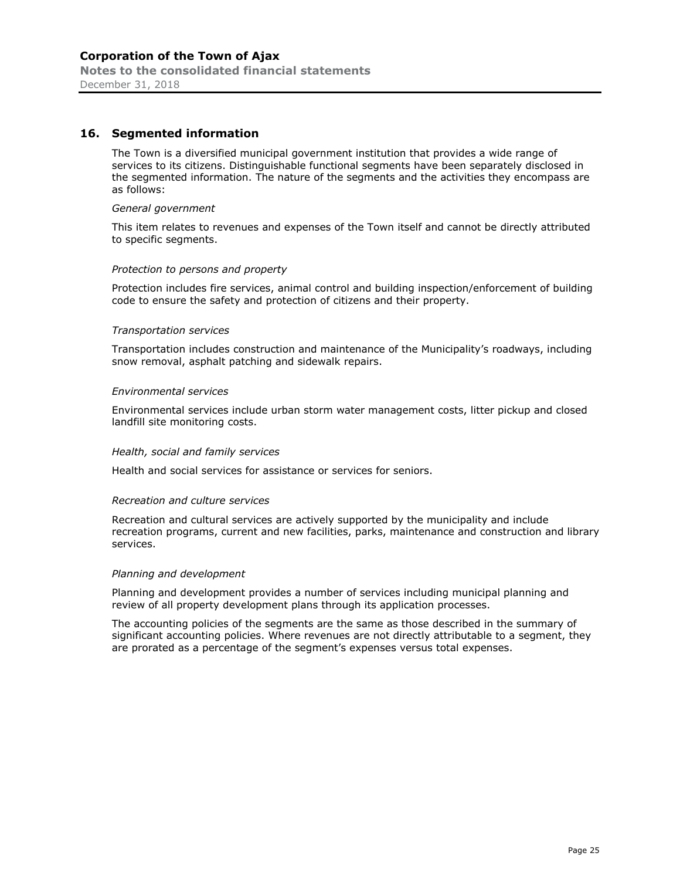## 16. Segmented information

The Town is a diversified municipal government institution that provides a wide range of services to its citizens. Distinguishable functional segments have been separately disclosed in the segmented information. The nature of the segments and the activities they encompass are as follows:

*General government*

This item relates to revenues and expenses of the Town itself and cannot be directly attributed to specific segments.

*Protection to persons and property*

Protection includes fire services, animal control and building inspection/enforcement of building code to ensure the safety and protection of citizens and their property.

*Transportation services*

Transportation includes construction and maintenance of the Municipality's roadways, including snow removal, asphalt patching and sidewalk repairs.

*Environmental services*

Environmental services include urban storm water management costs, litter pickup and closed landfill site monitoring costs.

*Health, social and family services*

Health and social services for assistance or services for seniors.

*Recreation and culture services*

Recreation and cultural services are actively supported by the municipality and include recreation programs, current and new facilities, parks, maintenance and construction and library services.

*Planning and development*

Planning and development provides a number of services including municipal planning and review of all property development plans through its application processes.

The accounting policies of the segments are the same as those described in the summary of significant accounting policies. Where revenues are not directly attributable to a segment, they are prorated as a percentage of the segment's expenses versus total expenses.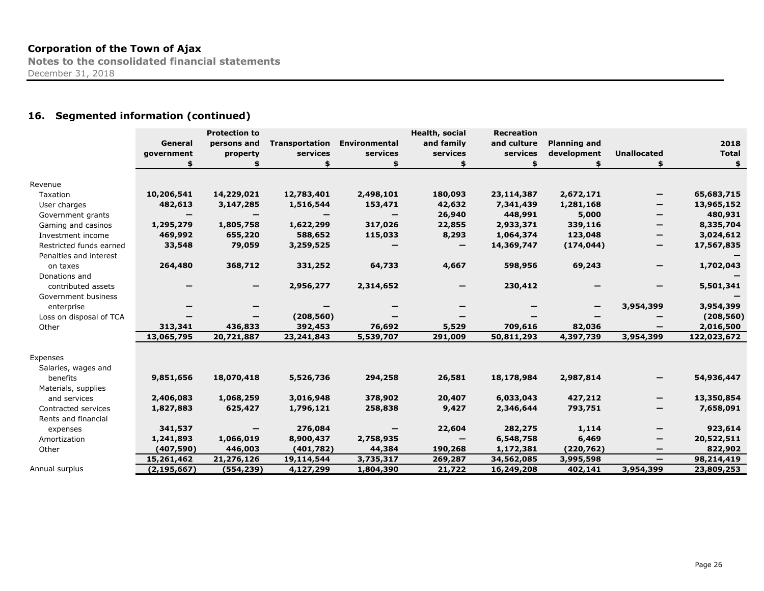## 16. Segmented information (continued)

| | General government | Protection to persons and property | Transportation services | Environmental services | Health, social and family services | Recreation and culture services | Planning and development | Unallocated | 2018 Total |
|---|---|---|---|---|---|---|---|---|---|
| | $ | $ | $ | $ | $ | $ | $ | $ | $ |
| **Revenue** | | | | | | | | | |
| Taxation | 10,206,541 | 14,229,021 | 12,783,401 | 2,498,101 | 180,093 | 23,114,387 | 2,672,171 | — | 65,683,715 |
| User charges | 482,613 | 3,147,285 | 1,516,544 | 153,471 | 42,632 | 7,341,439 | 1,281,168 | — | 13,965,152 |
| Government grants | — | — | — | — | 26,940 | 448,991 | 5,000 | — | 480,931 |
| Gaming and casinos | 1,295,279 | 1,805,758 | 1,622,299 | 317,026 | 22,855 | 2,933,371 | 339,116 | — | 8,335,704 |
| Investment income | 469,992 | 655,220 | 588,652 | 115,033 | 8,293 | 1,064,374 | 123,048 | — | 3,024,612 |
| Restricted funds earned | 33,548 | 79,059 | 3,259,525 | — | — | 14,369,747 | (174,044) | — | 17,567,835 |
| Penalties and interest on taxes | 264,480 | 368,712 | 331,252 | 64,733 | 4,667 | 598,956 | 69,243 | — | 1,702,043 |
| Donations and contributed assets | — | — | 2,956,277 | 2,314,652 | — | 230,412 | — | — | 5,501,341 |
| Government business enterprise | — | — | — | — | — | — | — | 3,954,399 | 3,954,399 |
| Loss on disposal of TCA | — | — | (208,560) | — | — | — | — | — | (208,560) |
| Other | 313,341 | 436,833 | 392,453 | 76,692 | 5,529 | 709,616 | 82,036 | — | 2,016,500 |
| | 13,065,795 | 20,721,887 | 23,241,843 | 5,539,707 | 291,009 | 50,811,293 | 4,397,739 | 3,954,399 | 122,023,672 |
| **Expenses** | | | | | | | | | |
| Salaries, wages and benefits | 9,851,656 | 18,070,418 | 5,526,736 | 294,258 | 26,581 | 18,178,984 | 2,987,814 | — | 54,936,447 |
| Materials, supplies and services | 2,406,083 | 1,068,259 | 3,016,948 | 378,902 | 20,407 | 6,033,043 | 427,212 | — | 13,350,854 |
| Contracted services | 1,827,883 | 625,427 | 1,796,121 | 258,838 | 9,427 | 2,346,644 | 793,751 | — | 7,658,091 |
| Rents and financial expenses | 341,537 | — | 276,084 | — | 22,604 | 282,275 | 1,114 | — | 923,614 |
| Amortization | 1,241,893 | 1,066,019 | 8,900,437 | 2,758,935 | — | 6,548,758 | 6,469 | — | 20,522,511 |
| Other | (407,590) | 446,003 | (401,782) | 44,384 | 190,268 | 1,172,381 | (220,762) | — | 822,902 |
| | 15,261,462 | 21,276,126 | 19,114,544 | 3,735,317 | 269,287 | 34,562,085 | 3,995,598 | — | 98,214,419 |
| Annual surplus | (2,195,667) | (554,239) | 4,127,299 | 1,804,390 | 21,722 | 16,249,208 | 402,141 | 3,954,399 | 23,809,253 |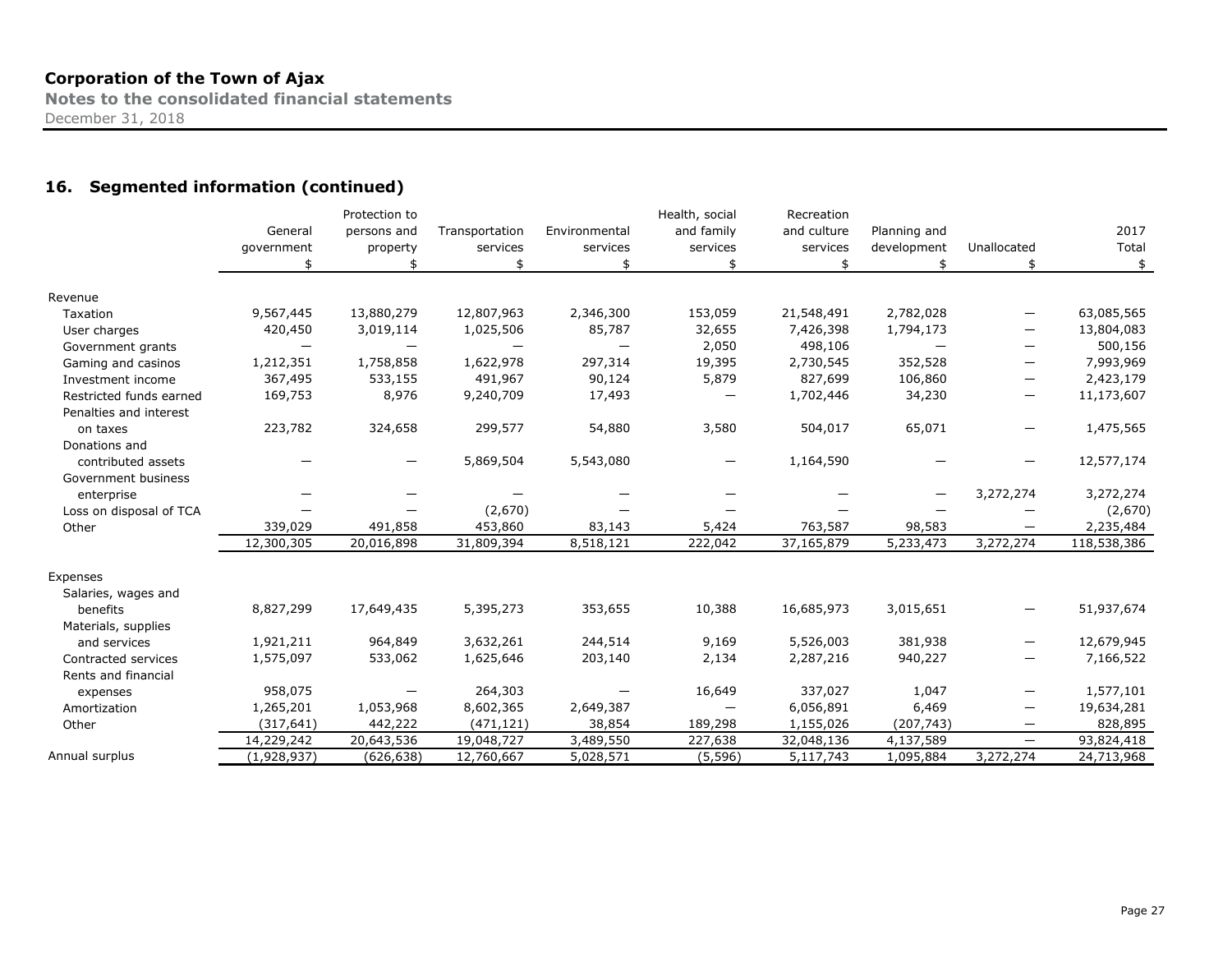**Corporation of the Town of Ajax**
**Notes to the consolidated financial statements**
December 31, 2018

## 16. Segmented information (continued)

| | General government | Protection to persons and property | Transportation services | Environmental services | Health, social and family services | Recreation and culture services | Planning and development | Unallocated | 2017 Total |
|---|---|---|---|---|---|---|---|---|---|
| | $ | $ | $ | $ | $ | $ | $ | $ | $ |
| **Revenue** | | | | | | | | | |
| Taxation | 9,567,445 | 13,880,279 | 12,807,963 | 2,346,300 | 153,059 | 21,548,491 | 2,782,028 | — | 63,085,565 |
| User charges | 420,450 | 3,019,114 | 1,025,506 | 85,787 | 32,655 | 7,426,398 | 1,794,173 | — | 13,804,083 |
| Government grants | — | — | — | — | 2,050 | 498,106 | — | — | 500,156 |
| Gaming and casinos | 1,212,351 | 1,758,858 | 1,622,978 | 297,314 | 19,395 | 2,730,545 | 352,528 | — | 7,993,969 |
| Investment income | 367,495 | 533,155 | 491,967 | 90,124 | 5,879 | 827,699 | 106,860 | — | 2,423,179 |
| Restricted funds earned | 169,753 | 8,976 | 9,240,709 | 17,493 | — | 1,702,446 | 34,230 | — | 11,173,607 |
| Penalties and interest on taxes | 223,782 | 324,658 | 299,577 | 54,880 | 3,580 | 504,017 | 65,071 | — | 1,475,565 |
| Donations and contributed assets | — | — | 5,869,504 | 5,543,080 | — | 1,164,590 | — | — | 12,577,174 |
| Government business enterprise | — | — | — | — | — | — | — | 3,272,274 | 3,272,274 |
| Loss on disposal of TCA | — | — | (2,670) | — | — | — | — | — | (2,670) |
| Other | 339,029 | 491,858 | 453,860 | 83,143 | 5,424 | 763,587 | 98,583 | — | 2,235,484 |
| | 12,300,305 | 20,016,898 | 31,809,394 | 8,518,121 | 222,042 | 37,165,879 | 5,233,473 | 3,272,274 | 118,538,386 |
| **Expenses** | | | | | | | | | |
| Salaries, wages and benefits | 8,827,299 | 17,649,435 | 5,395,273 | 353,655 | 10,388 | 16,685,973 | 3,015,651 | — | 51,937,674 |
| Materials, supplies and services | 1,921,211 | 964,849 | 3,632,261 | 244,514 | 9,169 | 5,526,003 | 381,938 | — | 12,679,945 |
| Contracted services | 1,575,097 | 533,062 | 1,625,646 | 203,140 | 2,134 | 2,287,216 | 940,227 | — | 7,166,522 |
| Rents and financial expenses | 958,075 | — | 264,303 | — | 16,649 | 337,027 | 1,047 | — | 1,577,101 |
| Amortization | 1,265,201 | 1,053,968 | 8,602,365 | 2,649,387 | — | 6,056,891 | 6,469 | — | 19,634,281 |
| Other | (317,641) | 442,222 | (471,121) | 38,854 | 189,298 | 1,155,026 | (207,743) | — | 828,895 |
| | 14,229,242 | 20,643,536 | 19,048,727 | 3,489,550 | 227,638 | 32,048,136 | 4,137,589 | — | 93,824,418 |
| Annual surplus | (1,928,937) | (626,638) | 12,760,667 | 5,028,571 | (5,596) | 5,117,743 | 1,095,884 | 3,272,274 | 24,713,968 |